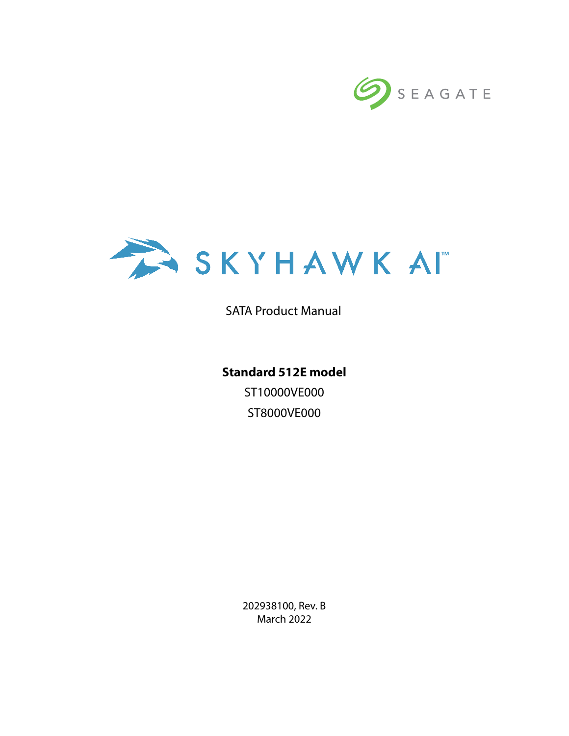SEAGATE

# SKYHAWK AI™

SATA Product Manual

**Standard 512E model**

ST10000VE000

ST8000VE000

202938100, Rev. B
March 2022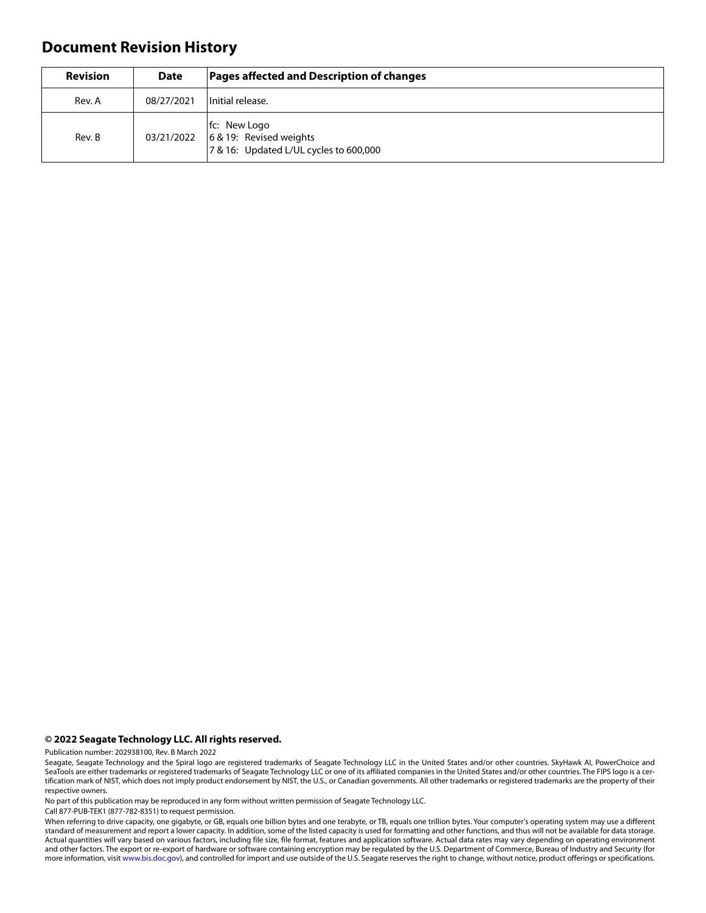## Document Revision History

| Revision | Date | Pages affected and Description of changes |
| --- | --- | --- |
| Rev. A | 08/27/2021 | Initial release. |
| Rev. B | 03/21/2022 | fc: New Logo<br>6 & 19: Revised weights<br>7 & 16: Updated L/UL cycles to 600,000 |

**© 2022 Seagate Technology LLC. All rights reserved.**

Publication number: 202938100, Rev. B March 2022

Seagate, Seagate Technology and the Spiral logo are registered trademarks of Seagate Technology LLC in the United States and/or other countries. SkyHawk AI, PowerChoice and SeaTools are either trademarks or registered trademarks of Seagate Technology LLC or one of its affiliated companies in the United States and/or other countries. The FIPS logo is a certification mark of NIST, which does not imply product endorsement by NIST, the U.S., or Canadian governments. All other trademarks or registered trademarks are the property of their respective owners.

No part of this publication may be reproduced in any form without written permission of Seagate Technology LLC.

Call 877-PUB-TEK1 (877-782-8351) to request permission.

When referring to drive capacity, one gigabyte, or GB, equals one billion bytes and one terabyte, or TB, equals one trillion bytes. Your computer's operating system may use a different standard of measurement and report a lower capacity. In addition, some of the listed capacity is used for formatting and other functions, and thus will not be available for data storage. Actual quantities will vary based on various factors, including file size, file format, features and application software. Actual data rates may vary depending on operating environment and other factors. The export or re-export of hardware or software containing encryption may be regulated by the U.S. Department of Commerce, Bureau of Industry and Security (for more information, visit www.bis.doc.gov), and controlled for import and use outside of the U.S. Seagate reserves the right to change, without notice, product offerings or specifications.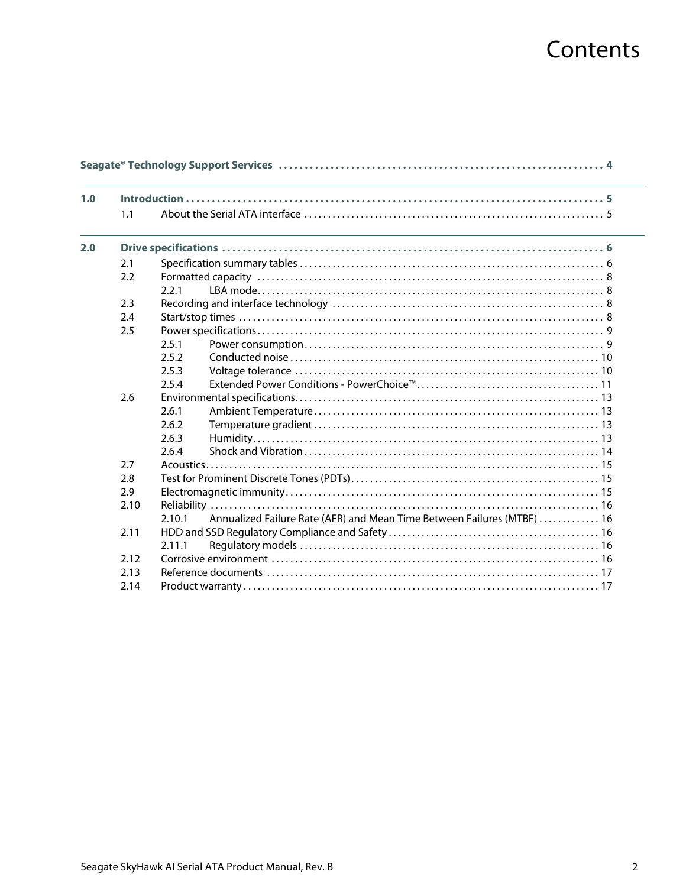# Contents

**Seagate® Technology Support Services** .......... **4**

**1.0 Introduction** .......... **5**
- 1.1 About the Serial ATA interface .......... 5

**2.0 Drive specifications** .......... **6**
- 2.1 Specification summary tables .......... 6
- 2.2 Formatted capacity .......... 8
  - 2.2.1 LBA mode .......... 8
- 2.3 Recording and interface technology .......... 8
- 2.4 Start/stop times .......... 8
- 2.5 Power specifications .......... 9
  - 2.5.1 Power consumption .......... 9
  - 2.5.2 Conducted noise .......... 10
  - 2.5.3 Voltage tolerance .......... 10
  - 2.5.4 Extended Power Conditions - PowerChoice™ .......... 11
- 2.6 Environmental specifications .......... 13
  - 2.6.1 Ambient Temperature .......... 13
  - 2.6.2 Temperature gradient .......... 13
  - 2.6.3 Humidity .......... 13
  - 2.6.4 Shock and Vibration .......... 14
- 2.7 Acoustics .......... 15
- 2.8 Test for Prominent Discrete Tones (PDTs) .......... 15
- 2.9 Electromagnetic immunity .......... 15
- 2.10 Reliability .......... 16
  - 2.10.1 Annualized Failure Rate (AFR) and Mean Time Between Failures (MTBF) .......... 16
- 2.11 HDD and SSD Regulatory Compliance and Safety .......... 16
  - 2.11.1 Regulatory models .......... 16
- 2.12 Corrosive environment .......... 16
- 2.13 Reference documents .......... 17
- 2.14 Product warranty .......... 17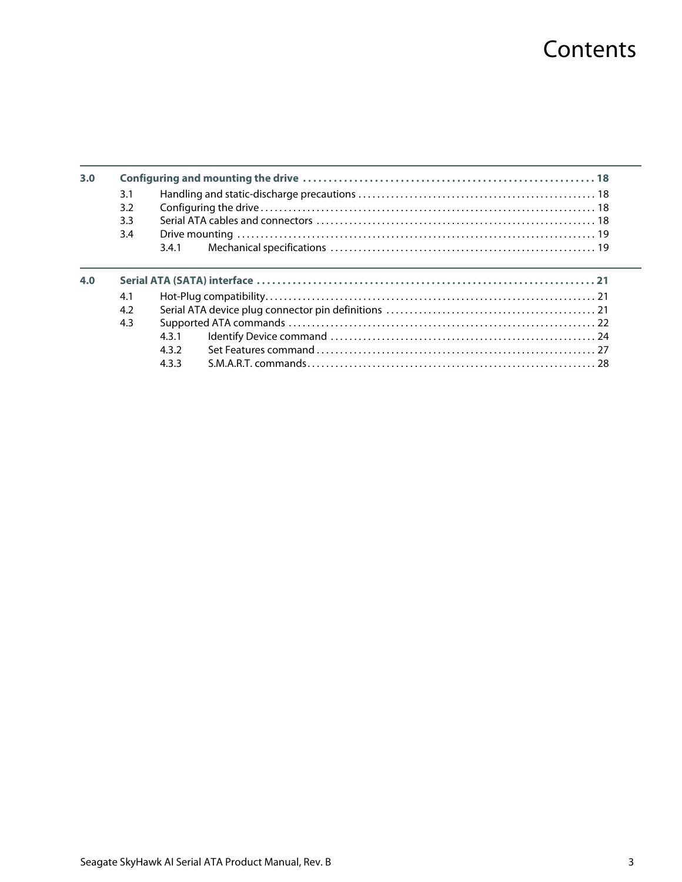# Contents

**3.0 Configuring and mounting the drive . . . . . . . . . . 18**

- 3.1 Handling and static-discharge precautions . . . . . . . . . . 18
- 3.2 Configuring the drive . . . . . . . . . . 18
- 3.3 Serial ATA cables and connectors . . . . . . . . . . 18
- 3.4 Drive mounting . . . . . . . . . . 19
  - 3.4.1 Mechanical specifications . . . . . . . . . . 19

**4.0 Serial ATA (SATA) interface . . . . . . . . . . 21**

- 4.1 Hot-Plug compatibility . . . . . . . . . . 21
- 4.2 Serial ATA device plug connector pin definitions . . . . . . . . . . 21
- 4.3 Supported ATA commands . . . . . . . . . . 22
  - 4.3.1 Identify Device command . . . . . . . . . . 24
  - 4.3.2 Set Features command . . . . . . . . . . 27
  - 4.3.3 S.M.A.R.T. commands . . . . . . . . . . 28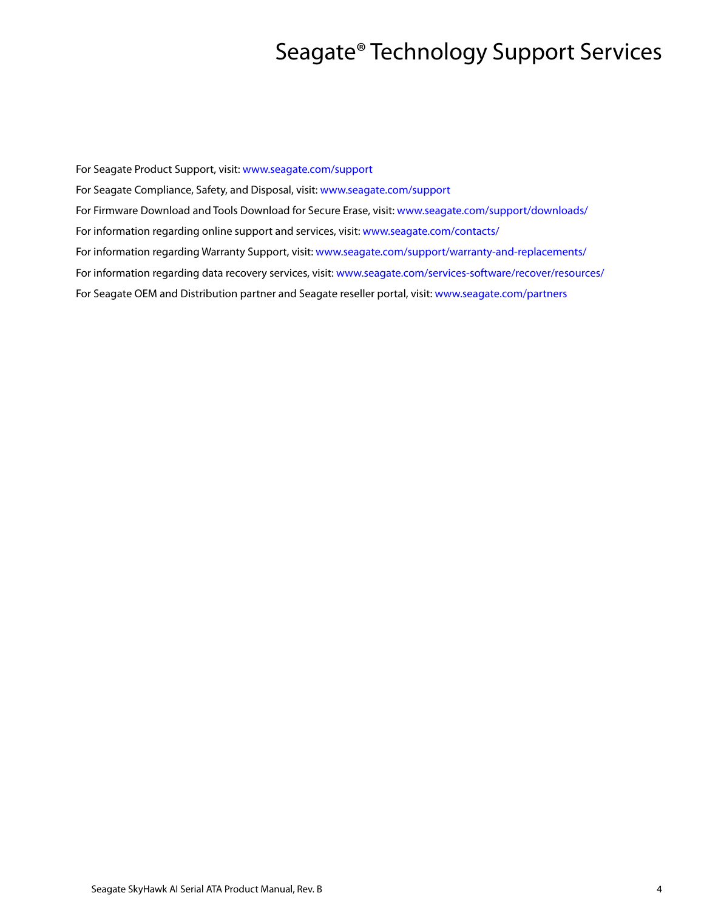# Seagate® Technology Support Services

For Seagate Product Support, visit: www.seagate.com/support

For Seagate Compliance, Safety, and Disposal, visit: www.seagate.com/support

For Firmware Download and Tools Download for Secure Erase, visit: www.seagate.com/support/downloads/

For information regarding online support and services, visit: www.seagate.com/contacts/

For information regarding Warranty Support, visit: www.seagate.com/support/warranty-and-replacements/

For information regarding data recovery services, visit: www.seagate.com/services-software/recover/resources/

For Seagate OEM and Distribution partner and Seagate reseller portal, visit: www.seagate.com/partners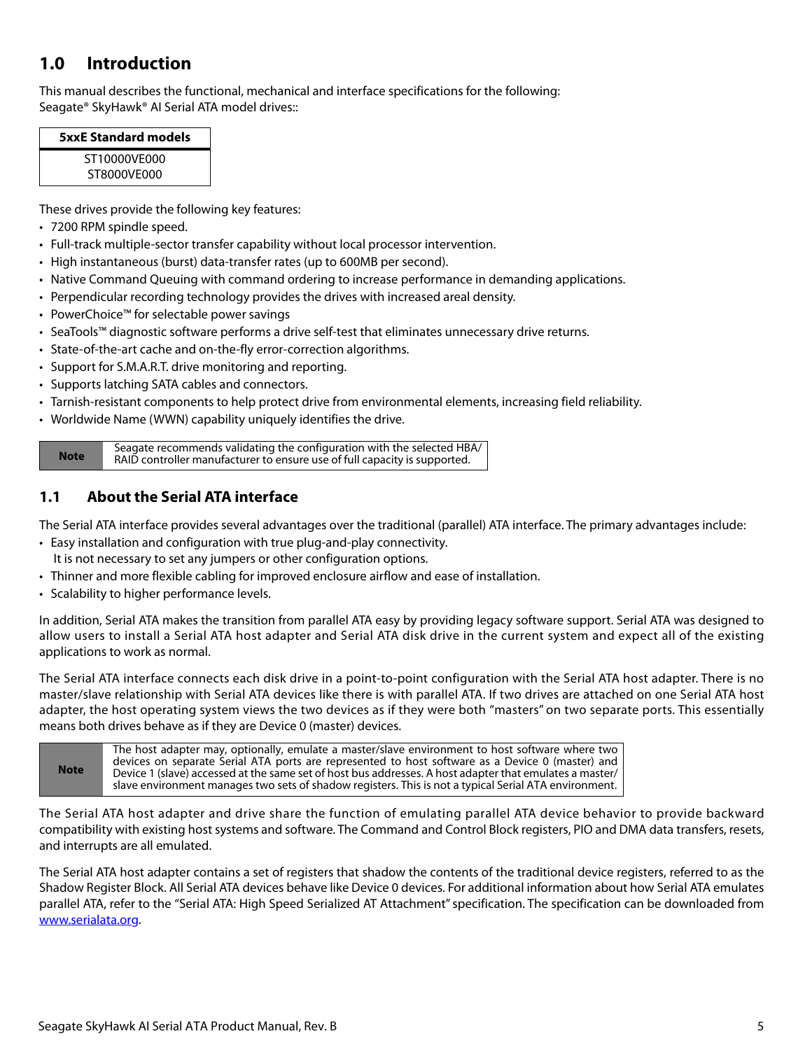# 1.0 Introduction

This manual describes the functional, mechanical and interface specifications for the following:
Seagate® SkyHawk® AI Serial ATA model drives::

| 5xxE Standard models |
|---|
| ST10000VE000 |
| ST8000VE000 |

These drives provide the following key features:

- 7200 RPM spindle speed.
- Full-track multiple-sector transfer capability without local processor intervention.
- High instantaneous (burst) data-transfer rates (up to 600MB per second).
- Native Command Queuing with command ordering to increase performance in demanding applications.
- Perpendicular recording technology provides the drives with increased areal density.
- PowerChoice™ for selectable power savings
- SeaTools™ diagnostic software performs a drive self-test that eliminates unnecessary drive returns.
- State-of-the-art cache and on-the-fly error-correction algorithms.
- Support for S.M.A.R.T. drive monitoring and reporting.
- Supports latching SATA cables and connectors.
- Tarnish-resistant components to help protect drive from environmental elements, increasing field reliability.
- Worldwide Name (WWN) capability uniquely identifies the drive.

| Note | Seagate recommends validating the configuration with the selected HBA/ RAID controller manufacturer to ensure use of full capacity is supported. |
|---|---|

## 1.1 About the Serial ATA interface

The Serial ATA interface provides several advantages over the traditional (parallel) ATA interface. The primary advantages include:

- Easy installation and configuration with true plug-and-play connectivity.
  It is not necessary to set any jumpers or other configuration options.
- Thinner and more flexible cabling for improved enclosure airflow and ease of installation.
- Scalability to higher performance levels.

In addition, Serial ATA makes the transition from parallel ATA easy by providing legacy software support. Serial ATA was designed to allow users to install a Serial ATA host adapter and Serial ATA disk drive in the current system and expect all of the existing applications to work as normal.

The Serial ATA interface connects each disk drive in a point-to-point configuration with the Serial ATA host adapter. There is no master/slave relationship with Serial ATA devices like there is with parallel ATA. If two drives are attached on one Serial ATA host adapter, the host operating system views the two devices as if they were both "masters" on two separate ports. This essentially means both drives behave as if they are Device 0 (master) devices.

| Note | The host adapter may, optionally, emulate a master/slave environment to host software where two devices on separate Serial ATA ports are represented to host software as a Device 0 (master) and Device 1 (slave) accessed at the same set of host bus addresses. A host adapter that emulates a master/ slave environment manages two sets of shadow registers. This is not a typical Serial ATA environment. |
|---|---|

The Serial ATA host adapter and drive share the function of emulating parallel ATA device behavior to provide backward compatibility with existing host systems and software. The Command and Control Block registers, PIO and DMA data transfers, resets, and interrupts are all emulated.

The Serial ATA host adapter contains a set of registers that shadow the contents of the traditional device registers, referred to as the Shadow Register Block. All Serial ATA devices behave like Device 0 devices. For additional information about how Serial ATA emulates parallel ATA, refer to the "Serial ATA: High Speed Serialized AT Attachment" specification. The specification can be downloaded from www.serialata.org.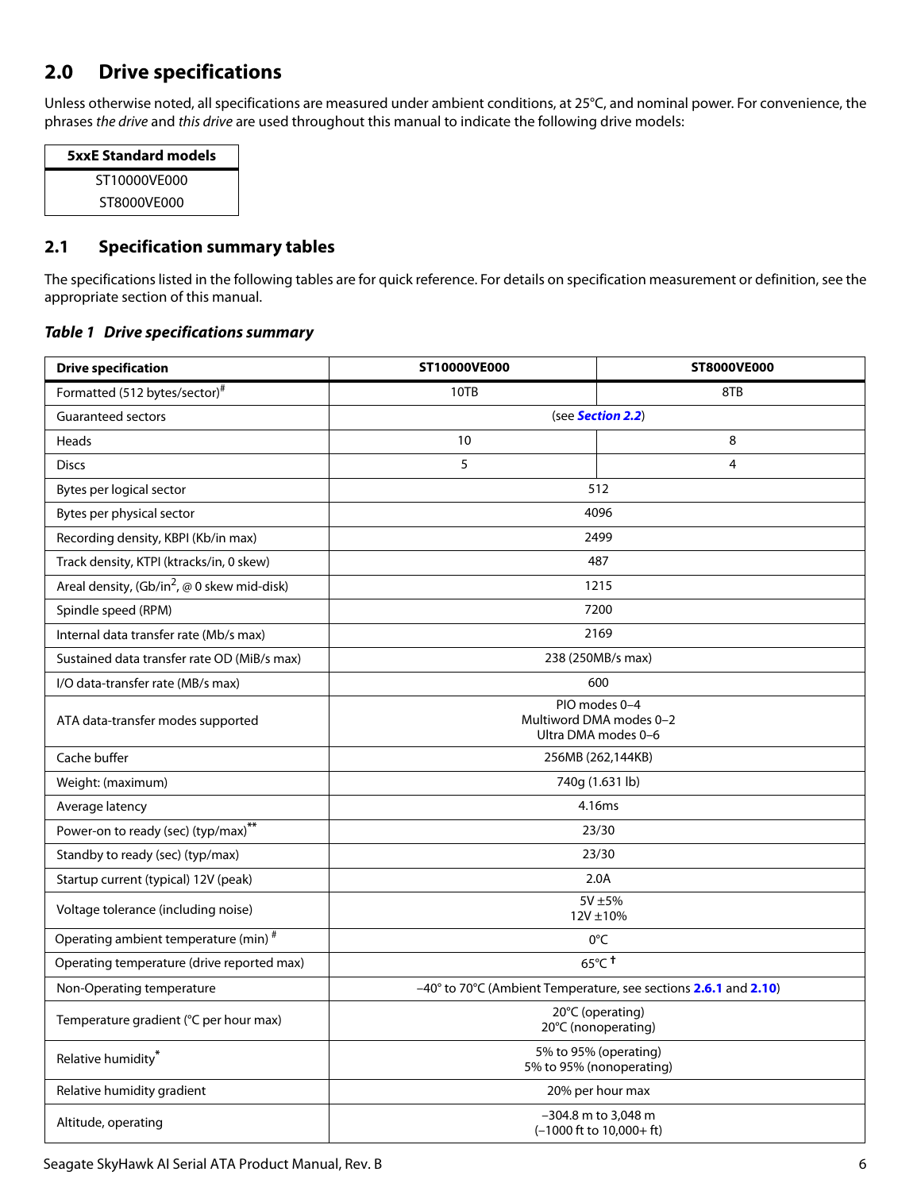## 2.0 Drive specifications

Unless otherwise noted, all specifications are measured under ambient conditions, at 25°C, and nominal power. For convenience, the phrases *the drive* and *this drive* are used throughout this manual to indicate the following drive models:

| 5xxE Standard models |
|---|
| ST10000VE000 |
| ST8000VE000 |

### 2.1 Specification summary tables

The specifications listed in the following tables are for quick reference. For details on specification measurement or definition, see the appropriate section of this manual.

***Table 1 Drive specifications summary***

| Drive specification | ST10000VE000 | ST8000VE000 |
|---|---|---|
| Formatted (512 bytes/sector)[#] | 10TB | 8TB |
| Guaranteed sectors | (see **Section 2.2**) | |
| Heads | 10 | 8 |
| Discs | 5 | 4 |
| Bytes per logical sector | 512 | |
| Bytes per physical sector | 4096 | |
| Recording density, KBPI (Kb/in max) | 2499 | |
| Track density, KTPI (ktracks/in, 0 skew) | 487 | |
| Areal density, (Gb/in$^2$, @ 0 skew mid-disk) | 1215 | |
| Spindle speed (RPM) | 7200 | |
| Internal data transfer rate (Mb/s max) | 2169 | |
| Sustained data transfer rate OD (MiB/s max) | 238 (250MB/s max) | |
| I/O data-transfer rate (MB/s max) | 600 | |
| ATA data-transfer modes supported | PIO modes 0–4<br>Multiword DMA modes 0–2<br>Ultra DMA modes 0–6 | |
| Cache buffer | 256MB (262,144KB) | |
| Weight: (maximum) | 740g (1.631 lb) | |
| Average latency | 4.16ms | |
| Power-on to ready (sec) (typ/max)[**] | 23/30 | |
| Standby to ready (sec) (typ/max) | 23/30 | |
| Startup current (typical) 12V (peak) | 2.0A | |
| Voltage tolerance (including noise) | 5V ±5%<br>12V ±10% | |
| Operating ambient temperature (min) [#] | 0°C | |
| Operating temperature (drive reported max) | 65°C [†] | |
| Non-Operating temperature | –40° to 70°C (Ambient Temperature, see sections **2.6.1** and **2.10**) | |
| Temperature gradient (°C per hour max) | 20°C (operating)<br>20°C (nonoperating) | |
| Relative humidity[*] | 5% to 95% (operating)<br>5% to 95% (nonoperating) | |
| Relative humidity gradient | 20% per hour max | |
| Altitude, operating | –304.8 m to 3,048 m<br>(–1000 ft to 10,000+ ft) | |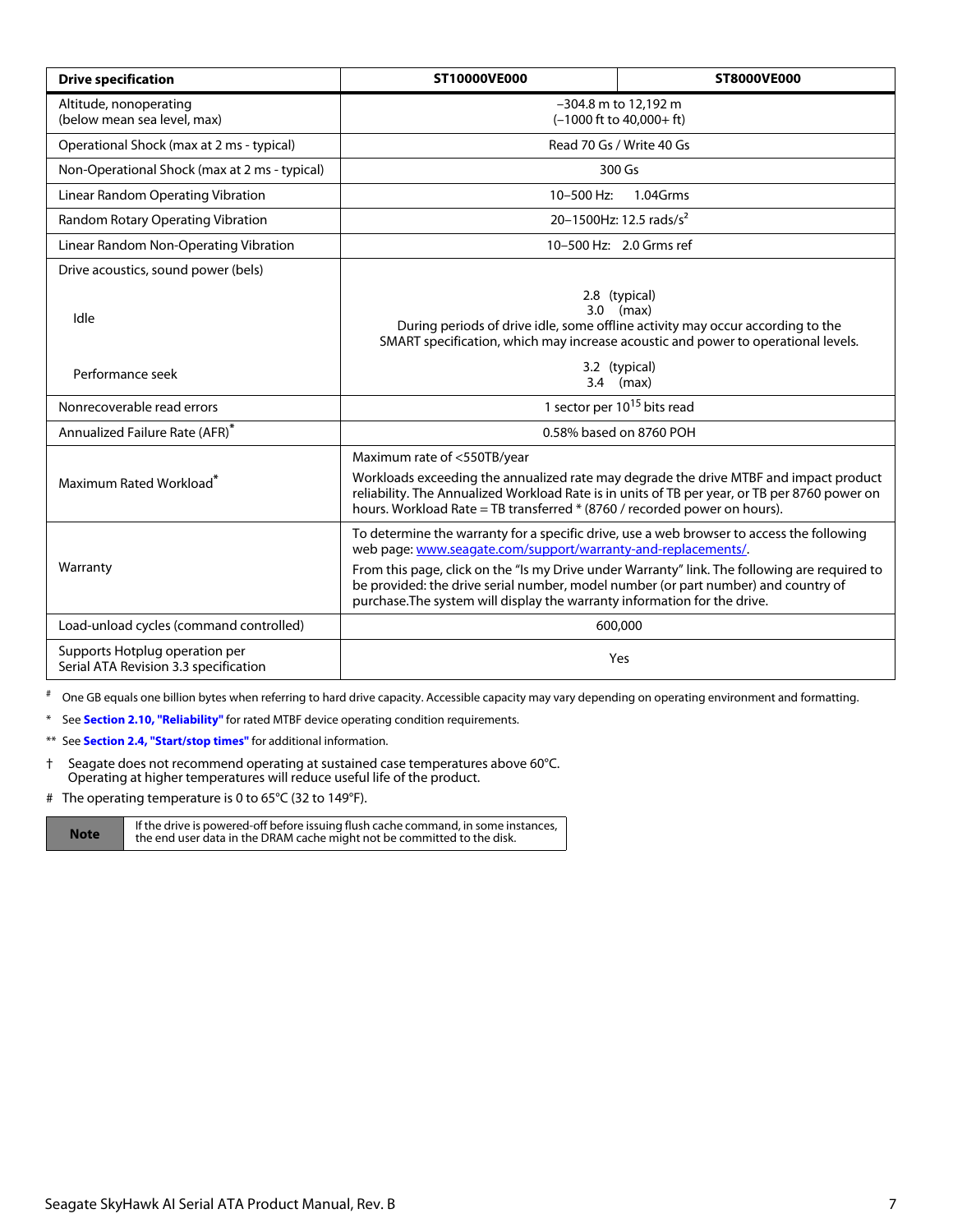| Drive specification | ST10000VE000 | ST8000VE000 |
|---|---|---|
| Altitude, nonoperating (below mean sea level, max) | –304.8 m to 12,192 m (–1000 ft to 40,000+ ft) | |
| Operational Shock (max at 2 ms - typical) | Read 70 Gs / Write 40 Gs | |
| Non-Operational Shock (max at 2 ms - typical) | 300 Gs | |
| Linear Random Operating Vibration | 10–500 Hz: 1.04Grms | |
| Random Rotary Operating Vibration | 20–1500Hz: 12.5 rads/$s^2$ | |
| Linear Random Non-Operating Vibration | 10–500 Hz: 2.0 Grms ref | |
| Drive acoustics, sound power (bels) | | |
| Idle | 2.8 (typical)<br>3.0 (max)<br>During periods of drive idle, some offline activity may occur according to the SMART specification, which may increase acoustic and power to operational levels. | |
| Performance seek | 3.2 (typical)<br>3.4 (max) | |
| Nonrecoverable read errors | 1 sector per $10^{15}$ bits read | |
| Annualized Failure Rate (AFR)* | 0.58% based on 8760 POH | |
| Maximum Rated Workload* | Maximum rate of <550TB/year<br>Workloads exceeding the annualized rate may degrade the drive MTBF and impact product reliability. The Annualized Workload Rate is in units of TB per year, or TB per 8760 power on hours. Workload Rate = TB transferred * (8760 / recorded power on hours). | |
| Warranty | To determine the warranty for a specific drive, use a web browser to access the following web page: www.seagate.com/support/warranty-and-replacements/.<br>From this page, click on the "Is my Drive under Warranty" link. The following are required to be provided: the drive serial number, model number (or part number) and country of purchase.The system will display the warranty information for the drive. | |
| Load-unload cycles (command controlled) | 600,000 | |
| Supports Hotplug operation per Serial ATA Revision 3.3 specification | Yes | |

# One GB equals one billion bytes when referring to hard drive capacity. Accessible capacity may vary depending on operating environment and formatting.

* See **Section 2.10, "Reliability"** for rated MTBF device operating condition requirements.

** See **Section 2.4, "Start/stop times"** for additional information.

† Seagate does not recommend operating at sustained case temperatures above 60°C. Operating at higher temperatures will reduce useful life of the product.

# The operating temperature is 0 to 65°C (32 to 149°F).

| **Note** | If the drive is powered-off before issuing flush cache command, in some instances, the end user data in the DRAM cache might not be committed to the disk. |
|---|---|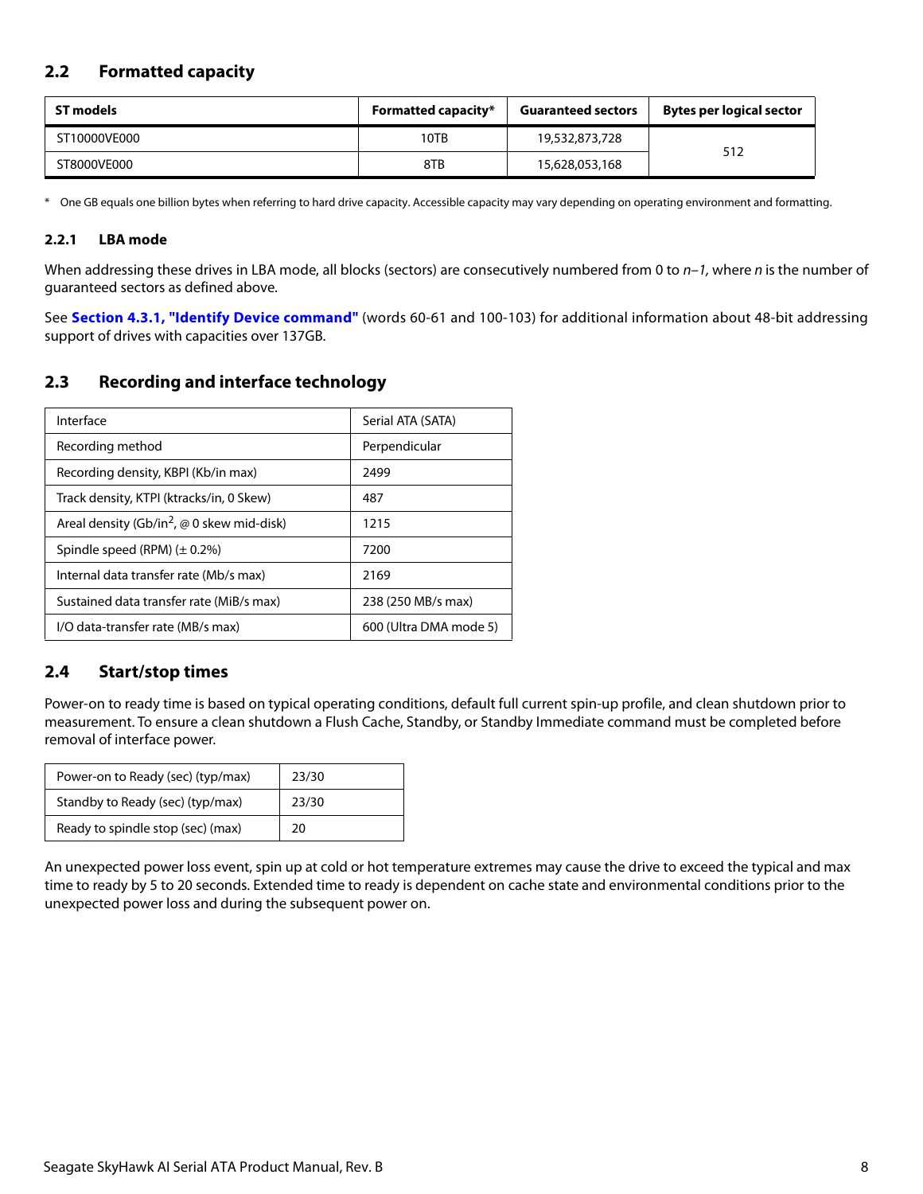## 2.2 Formatted capacity

| ST models | Formatted capacity* | Guaranteed sectors | Bytes per logical sector |
|---|---|---|---|
| ST10000VE000 | 10TB | 19,532,873,728 | 512 |
| ST8000VE000 | 8TB | 15,628,053,168 | |

\* One GB equals one billion bytes when referring to hard drive capacity. Accessible capacity may vary depending on operating environment and formatting.

### 2.2.1 LBA mode

When addressing these drives in LBA mode, all blocks (sectors) are consecutively numbered from 0 to *n–1*, where *n* is the number of guaranteed sectors as defined above.

See **Section 4.3.1, "Identify Device command"** (words 60-61 and 100-103) for additional information about 48-bit addressing support of drives with capacities over 137GB.

## 2.3 Recording and interface technology

| | |
|---|---|
| Interface | Serial ATA (SATA) |
| Recording method | Perpendicular |
| Recording density, KBPI (Kb/in max) | 2499 |
| Track density, KTPI (ktracks/in, 0 Skew) | 487 |
| Areal density (Gb/in$^2$, @ 0 skew mid-disk) | 1215 |
| Spindle speed (RPM) (± 0.2%) | 7200 |
| Internal data transfer rate (Mb/s max) | 2169 |
| Sustained data transfer rate (MiB/s max) | 238 (250 MB/s max) |
| I/O data-transfer rate (MB/s max) | 600 (Ultra DMA mode 5) |

## 2.4 Start/stop times

Power-on to ready time is based on typical operating conditions, default full current spin-up profile, and clean shutdown prior to measurement. To ensure a clean shutdown a Flush Cache, Standby, or Standby Immediate command must be completed before removal of interface power.

| | |
|---|---|
| Power-on to Ready (sec) (typ/max) | 23/30 |
| Standby to Ready (sec) (typ/max) | 23/30 |
| Ready to spindle stop (sec) (max) | 20 |

An unexpected power loss event, spin up at cold or hot temperature extremes may cause the drive to exceed the typical and max time to ready by 5 to 20 seconds. Extended time to ready is dependent on cache state and environmental conditions prior to the unexpected power loss and during the subsequent power on.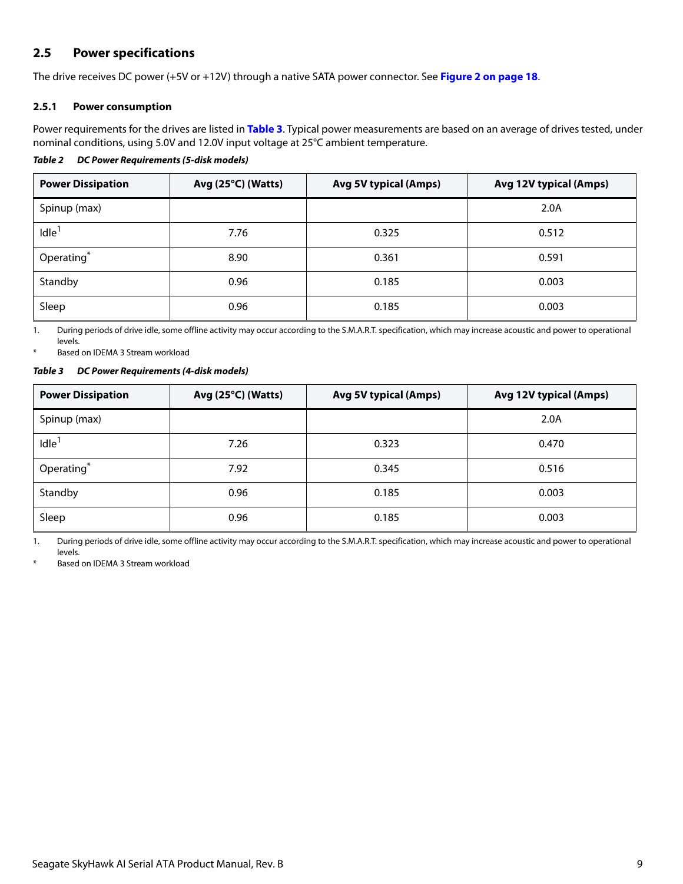## 2.5 Power specifications

The drive receives DC power (+5V or +12V) through a native SATA power connector. See **Figure 2 on page 18**.

### 2.5.1 Power consumption

Power requirements for the drives are listed in **Table 3**. Typical power measurements are based on an average of drives tested, under nominal conditions, using 5.0V and 12.0V input voltage at 25°C ambient temperature.

*Table 2 DC Power Requirements (5-disk models)*

| Power Dissipation | Avg (25°C) (Watts) | Avg 5V typical (Amps) | Avg 12V typical (Amps) |
|---|---|---|---|
| Spinup (max) | | | 2.0A |
| Idle[1] | 7.76 | 0.325 | 0.512 |
| Operating* | 8.90 | 0.361 | 0.591 |
| Standby | 0.96 | 0.185 | 0.003 |
| Sleep | 0.96 | 0.185 | 0.003 |

1. During periods of drive idle, some offline activity may occur according to the S.M.A.R.T. specification, which may increase acoustic and power to operational levels.

\* Based on IDEMA 3 Stream workload

*Table 3 DC Power Requirements (4-disk models)*

| Power Dissipation | Avg (25°C) (Watts) | Avg 5V typical (Amps) | Avg 12V typical (Amps) |
|---|---|---|---|
| Spinup (max) | | | 2.0A |
| Idle[1] | 7.26 | 0.323 | 0.470 |
| Operating* | 7.92 | 0.345 | 0.516 |
| Standby | 0.96 | 0.185 | 0.003 |
| Sleep | 0.96 | 0.185 | 0.003 |

1. During periods of drive idle, some offline activity may occur according to the S.M.A.R.T. specification, which may increase acoustic and power to operational levels.

\* Based on IDEMA 3 Stream workload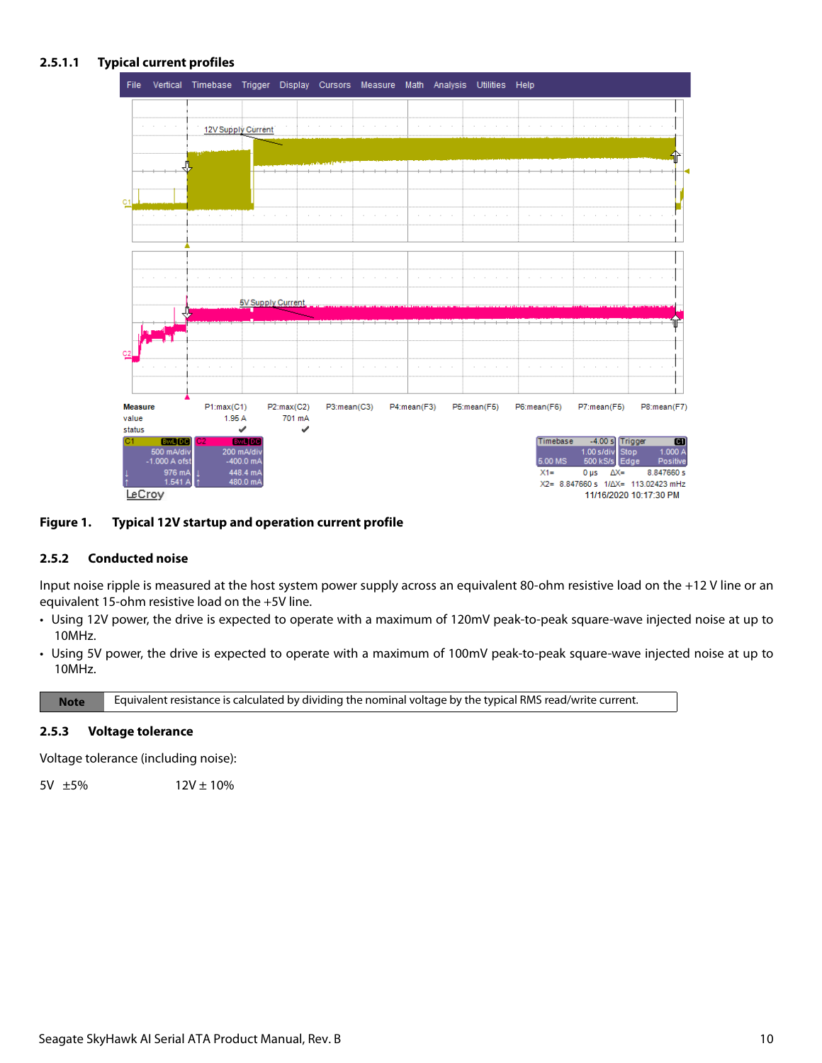#### 2.5.1.1 Typical current profiles

Figure 1. Typical 12V startup and operation current profile

### 2.5.2 Conducted noise

Input noise ripple is measured at the host system power supply across an equivalent 80-ohm resistive load on the +12 V line or an equivalent 15-ohm resistive load on the +5V line.

- Using 12V power, the drive is expected to operate with a maximum of 120mV peak-to-peak square-wave injected noise at up to 10MHz.
- Using 5V power, the drive is expected to operate with a maximum of 100mV peak-to-peak square-wave injected noise at up to 10MHz.

| Note | Equivalent resistance is calculated by dividing the nominal voltage by the typical RMS read/write current. |
|---|---|

### 2.5.3 Voltage tolerance

Voltage tolerance (including noise):

5V ±5% 12V ± 10%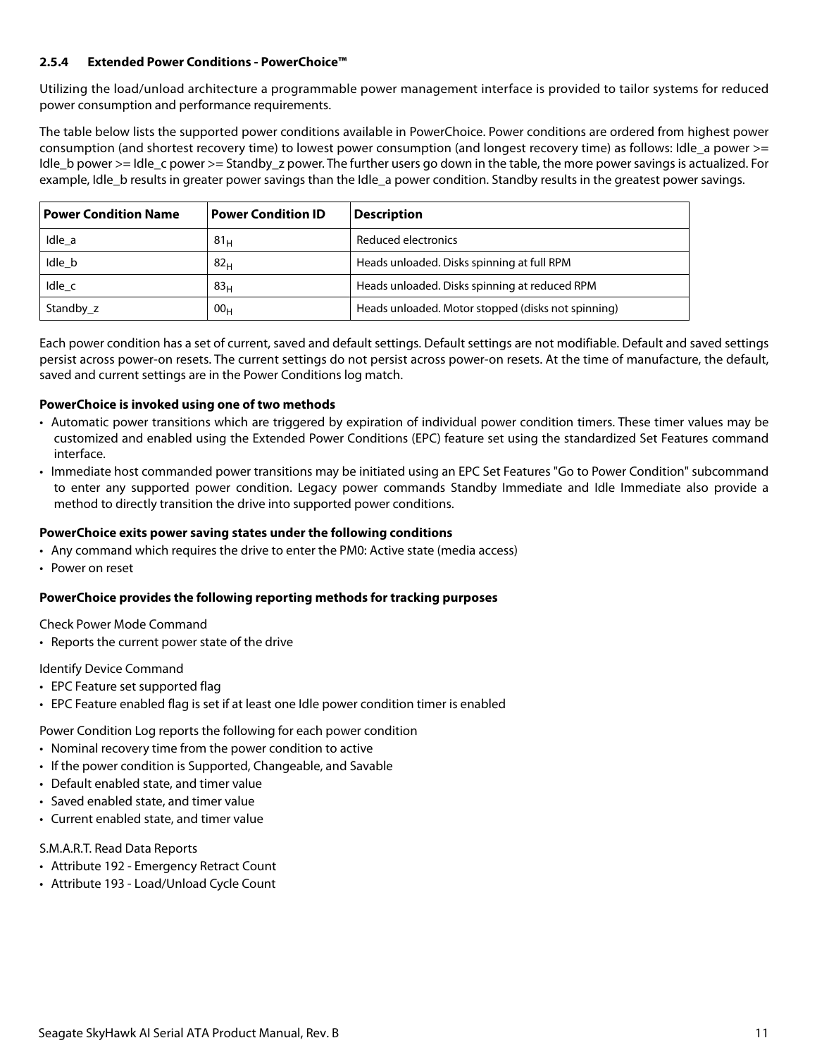### 2.5.4 Extended Power Conditions - PowerChoice™

Utilizing the load/unload architecture a programmable power management interface is provided to tailor systems for reduced power consumption and performance requirements.

The table below lists the supported power conditions available in PowerChoice. Power conditions are ordered from highest power consumption (and shortest recovery time) to lowest power consumption (and longest recovery time) as follows: Idle_a power >= Idle_b power >= Idle_c power >= Standby_z power. The further users go down in the table, the more power savings is actualized. For example, Idle_b results in greater power savings than the Idle_a power condition. Standby results in the greatest power savings.

| Power Condition Name | Power Condition ID | Description |
|---|---|---|
| Idle_a | $81_H$ | Reduced electronics |
| Idle_b | $82_H$ | Heads unloaded. Disks spinning at full RPM |
| Idle_c | $83_H$ | Heads unloaded. Disks spinning at reduced RPM |
| Standby_z | $00_H$ | Heads unloaded. Motor stopped (disks not spinning) |

Each power condition has a set of current, saved and default settings. Default settings are not modifiable. Default and saved settings persist across power-on resets. The current settings do not persist across power-on resets. At the time of manufacture, the default, saved and current settings are in the Power Conditions log match.

**PowerChoice is invoked using one of two methods**

- Automatic power transitions which are triggered by expiration of individual power condition timers. These timer values may be customized and enabled using the Extended Power Conditions (EPC) feature set using the standardized Set Features command interface.
- Immediate host commanded power transitions may be initiated using an EPC Set Features "Go to Power Condition" subcommand to enter any supported power condition. Legacy power commands Standby Immediate and Idle Immediate also provide a method to directly transition the drive into supported power conditions.

**PowerChoice exits power saving states under the following conditions**

- Any command which requires the drive to enter the PM0: Active state (media access)
- Power on reset

**PowerChoice provides the following reporting methods for tracking purposes**

Check Power Mode Command

- Reports the current power state of the drive

Identify Device Command

- EPC Feature set supported flag
- EPC Feature enabled flag is set if at least one Idle power condition timer is enabled

Power Condition Log reports the following for each power condition

- Nominal recovery time from the power condition to active
- If the power condition is Supported, Changeable, and Savable
- Default enabled state, and timer value
- Saved enabled state, and timer value
- Current enabled state, and timer value

S.M.A.R.T. Read Data Reports

- Attribute 192 - Emergency Retract Count
- Attribute 193 - Load/Unload Cycle Count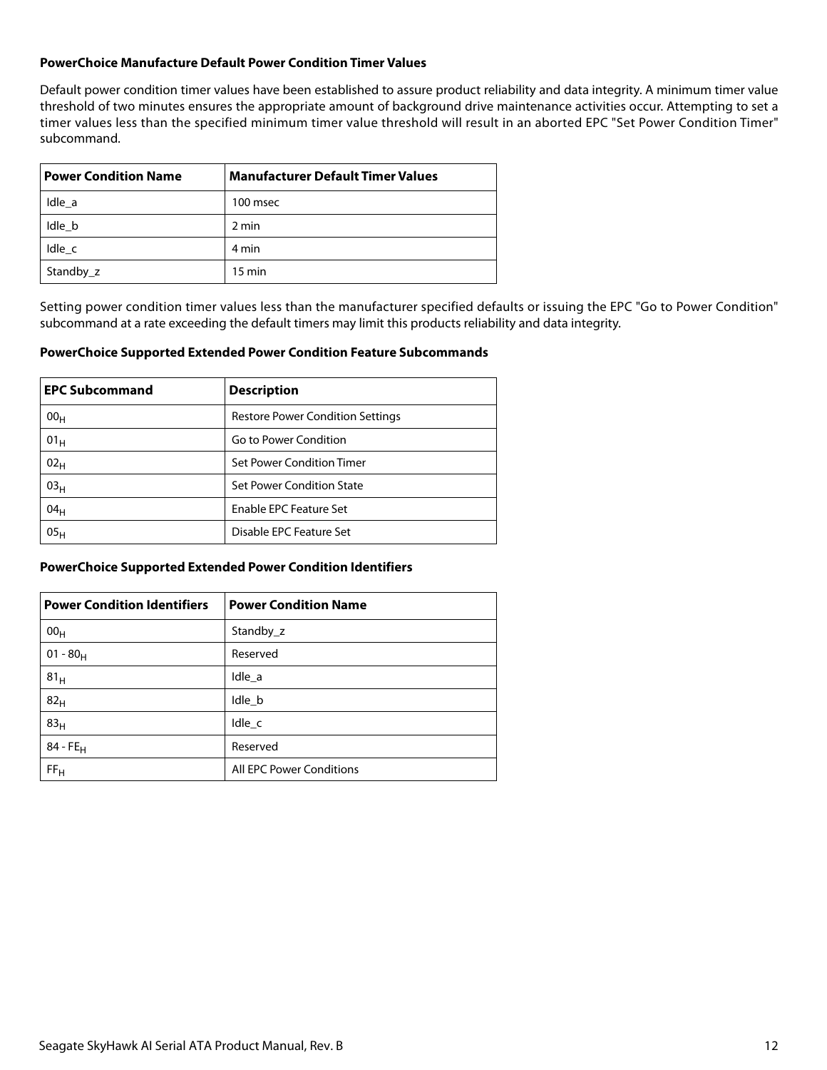### PowerChoice Manufacture Default Power Condition Timer Values

Default power condition timer values have been established to assure product reliability and data integrity. A minimum timer value threshold of two minutes ensures the appropriate amount of background drive maintenance activities occur. Attempting to set a timer values less than the specified minimum timer value threshold will result in an aborted EPC "Set Power Condition Timer" subcommand.

| Power Condition Name | Manufacturer Default Timer Values |
|---|---|
| Idle_a | 100 msec |
| Idle_b | 2 min |
| Idle_c | 4 min |
| Standby_z | 15 min |

Setting power condition timer values less than the manufacturer specified defaults or issuing the EPC "Go to Power Condition" subcommand at a rate exceeding the default timers may limit this products reliability and data integrity.

### PowerChoice Supported Extended Power Condition Feature Subcommands

| EPC Subcommand | Description |
|---|---|
| $00_H$ | Restore Power Condition Settings |
| $01_H$ | Go to Power Condition |
| $02_H$ | Set Power Condition Timer |
| $03_H$ | Set Power Condition State |
| $04_H$ | Enable EPC Feature Set |
| $05_H$ | Disable EPC Feature Set |

### PowerChoice Supported Extended Power Condition Identifiers

| Power Condition Identifiers | Power Condition Name |
|---|---|
| $00_H$ | Standby_z |
| $01 - 80_H$ | Reserved |
| $81_H$ | Idle_a |
| $82_H$ | Idle_b |
| $83_H$ | Idle_c |
| $84 - FE_H$ | Reserved |
| $FF_H$ | All EPC Power Conditions |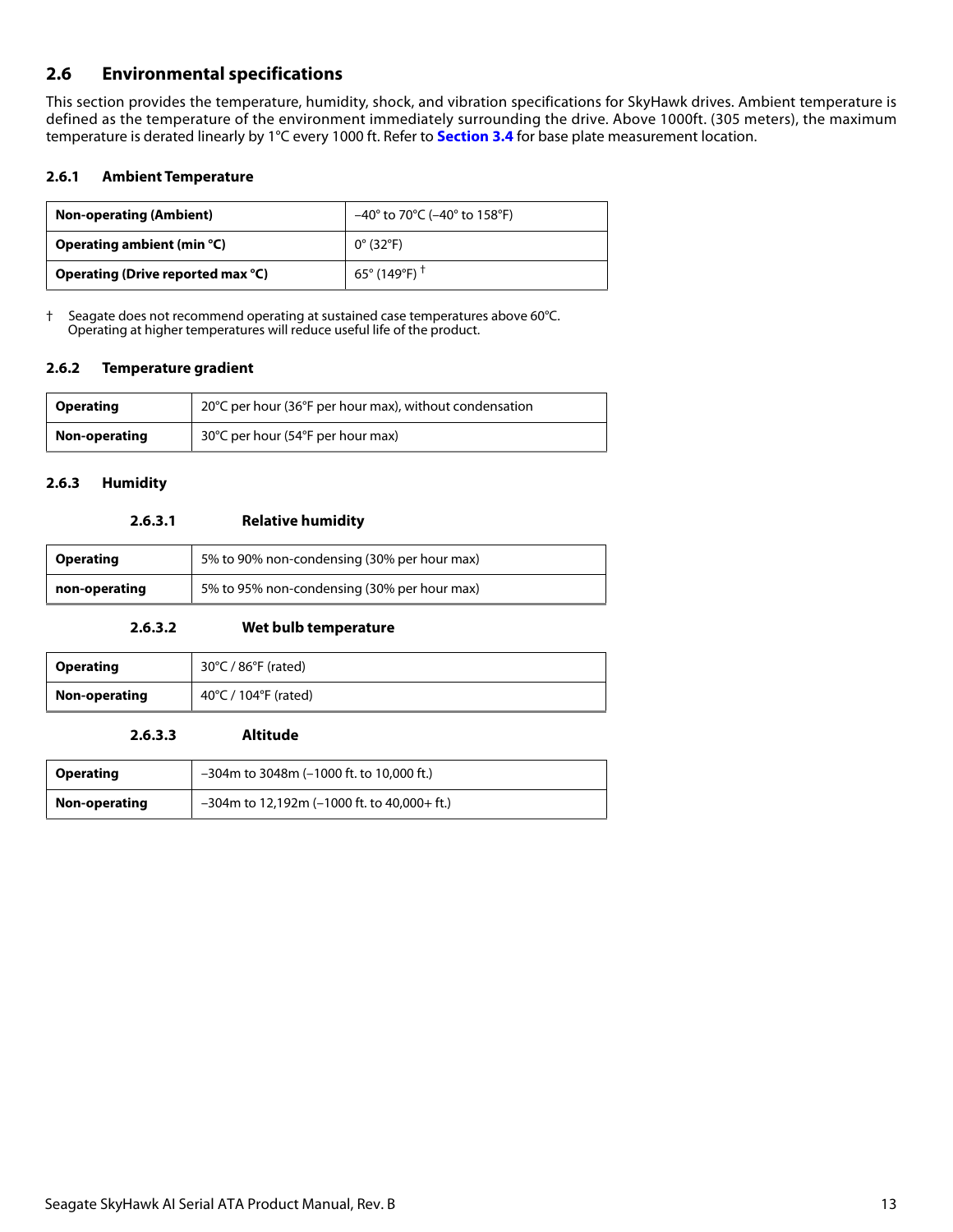## 2.6 Environmental specifications

This section provides the temperature, humidity, shock, and vibration specifications for SkyHawk drives. Ambient temperature is defined as the temperature of the environment immediately surrounding the drive. Above 1000ft. (305 meters), the maximum temperature is derated linearly by 1°C every 1000 ft. Refer to **Section 3.4** for base plate measurement location.

### 2.6.1 Ambient Temperature

| | |
|---|---|
| **Non-operating (Ambient)** | –40° to 70°C (–40° to 158°F) |
| **Operating ambient (min °C)** | 0° (32°F) |
| **Operating (Drive reported max °C)** | 65° (149°F) † |

† Seagate does not recommend operating at sustained case temperatures above 60°C. Operating at higher temperatures will reduce useful life of the product.

### 2.6.2 Temperature gradient

| | |
|---|---|
| **Operating** | 20°C per hour (36°F per hour max), without condensation |
| **Non-operating** | 30°C per hour (54°F per hour max) |

### 2.6.3 Humidity

#### 2.6.3.1 Relative humidity

| | |
|---|---|
| **Operating** | 5% to 90% non-condensing (30% per hour max) |
| **non-operating** | 5% to 95% non-condensing (30% per hour max) |

#### 2.6.3.2 Wet bulb temperature

| | |
|---|---|
| **Operating** | 30°C / 86°F (rated) |
| **Non-operating** | 40°C / 104°F (rated) |

#### 2.6.3.3 Altitude

| | |
|---|---|
| **Operating** | –304m to 3048m (–1000 ft. to 10,000 ft.) |
| **Non-operating** | –304m to 12,192m (–1000 ft. to 40,000+ ft.) |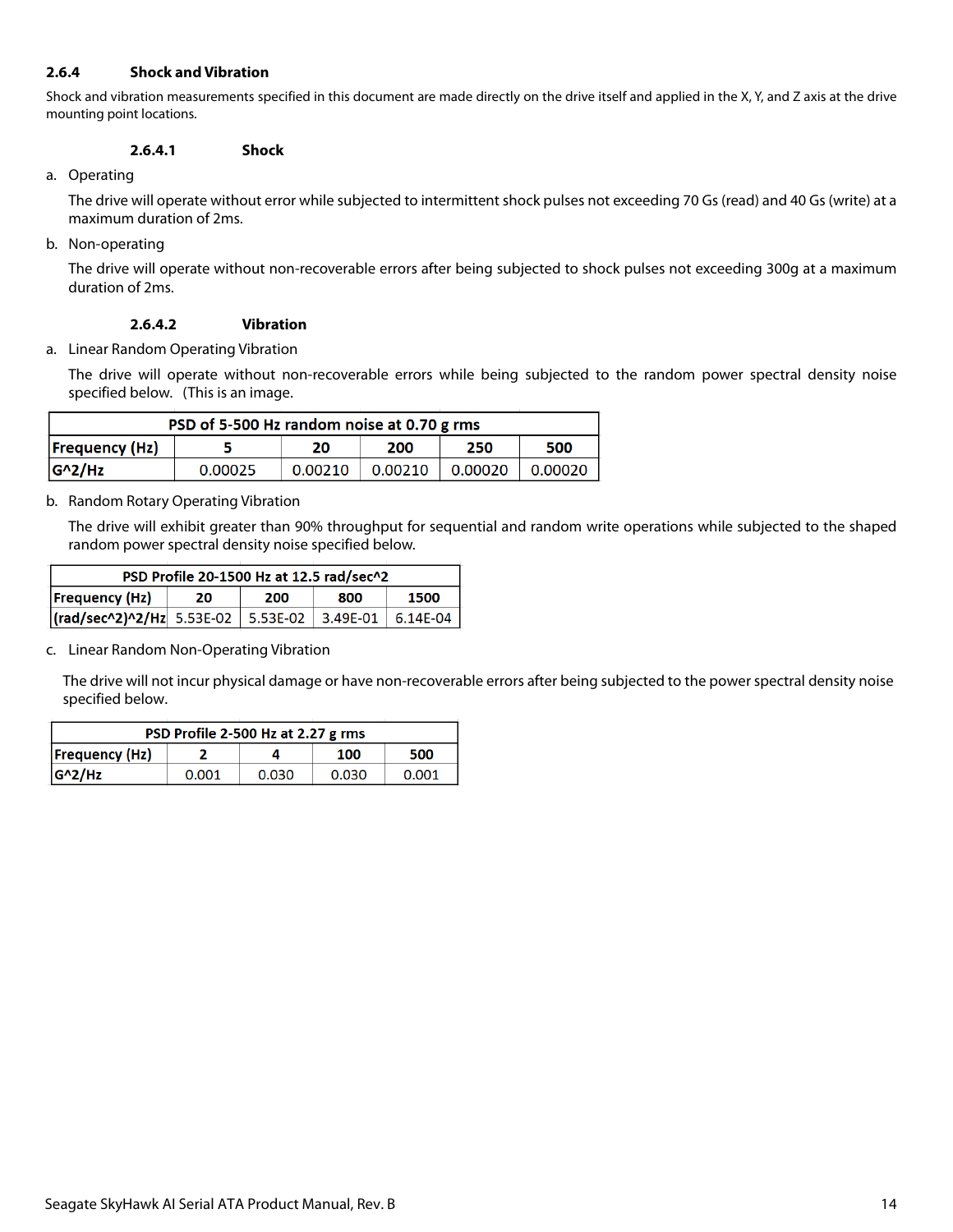### 2.6.4 Shock and Vibration

Shock and vibration measurements specified in this document are made directly on the drive itself and applied in the X, Y, and Z axis at the drive mounting point locations.

#### 2.6.4.1 Shock

a. Operating

The drive will operate without error while subjected to intermittent shock pulses not exceeding 70 Gs (read) and 40 Gs (write) at a maximum duration of 2ms.

b. Non-operating

The drive will operate without non-recoverable errors after being subjected to shock pulses not exceeding 300g at a maximum duration of 2ms.

#### 2.6.4.2 Vibration

a. Linear Random Operating Vibration

The drive will operate without non-recoverable errors while being subjected to the random power spectral density noise specified below. (This is an image.

| PSD of 5-500 Hz random noise at 0.70 g rms | | | | | |
|---|---|---|---|---|---|
| **Frequency (Hz)** | **5** | **20** | **200** | **250** | **500** |
| **G^2/Hz** | 0.00025 | 0.00210 | 0.00210 | 0.00020 | 0.00020 |

b. Random Rotary Operating Vibration

The drive will exhibit greater than 90% throughput for sequential and random write operations while subjected to the shaped random power spectral density noise specified below.

| PSD Profile 20-1500 Hz at 12.5 rad/sec^2 | | | | |
|---|---|---|---|---|
| **Frequency (Hz)** | **20** | **200** | **800** | **1500** |
| **(rad/sec^2)^2/Hz** | 5.53E-02 | 5.53E-02 | 3.49E-01 | 6.14E-04 |

c. Linear Random Non-Operating Vibration

The drive will not incur physical damage or have non-recoverable errors after being subjected to the power spectral density noise specified below.

| PSD Profile 2-500 Hz at 2.27 g rms | | | | |
|---|---|---|---|---|
| **Frequency (Hz)** | **2** | **4** | **100** | **500** |
| **G^2/Hz** | 0.001 | 0.030 | 0.030 | 0.001 |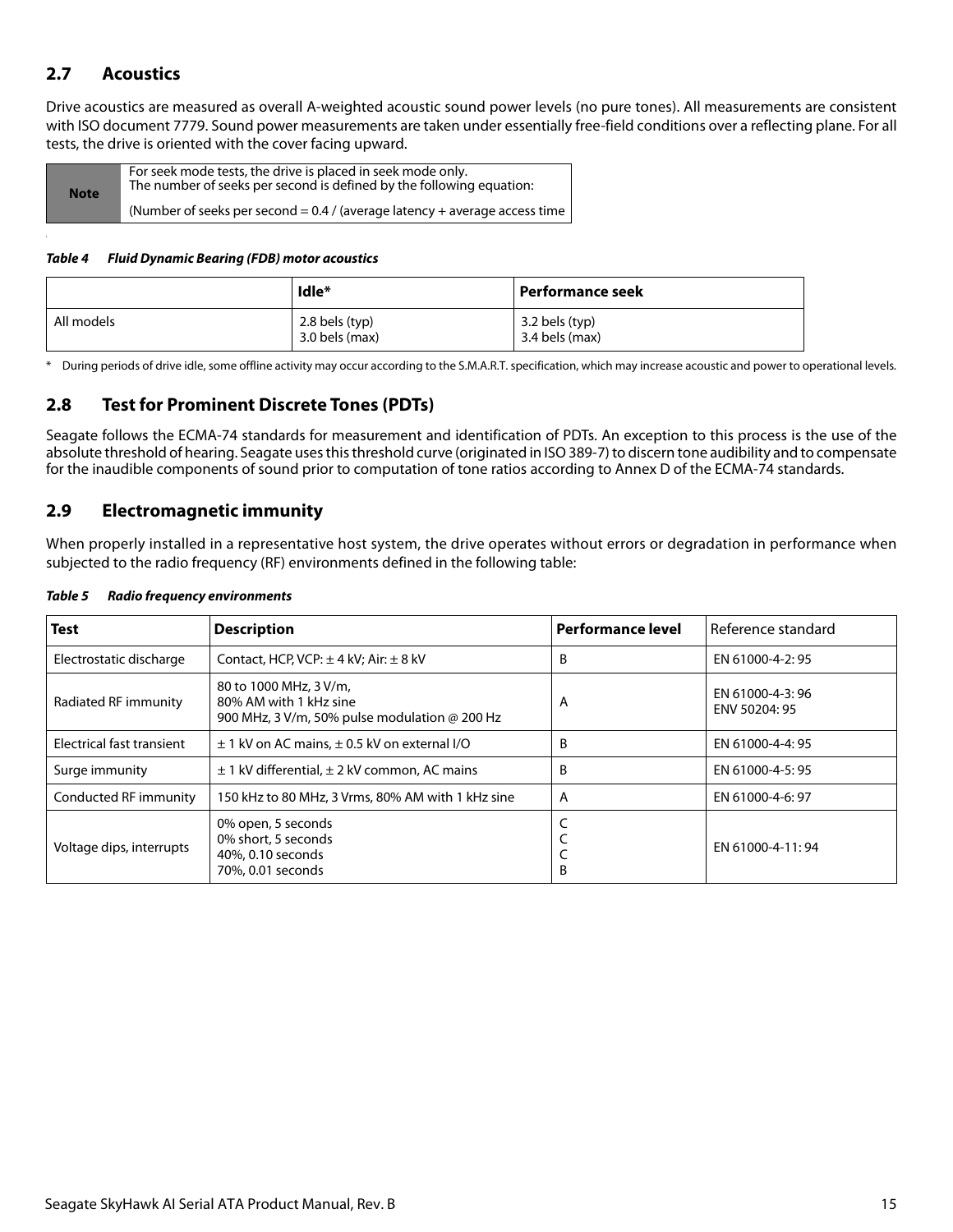## 2.7 Acoustics

Drive acoustics are measured as overall A-weighted acoustic sound power levels (no pure tones). All measurements are consistent with ISO document 7779. Sound power measurements are taken under essentially free-field conditions over a reflecting plane. For all tests, the drive is oriented with the cover facing upward.

| Note | For seek mode tests, the drive is placed in seek mode only. The number of seeks per second is defined by the following equation:<br><br>(Number of seeks per second = 0.4 / (average latency + average access time |
|---|---|

***Table 4 Fluid Dynamic Bearing (FDB) motor acoustics***

| | Idle* | Performance seek |
|---|---|---|
| All models | 2.8 bels (typ)<br>3.0 bels (max) | 3.2 bels (typ)<br>3.4 bels (max) |

\* During periods of drive idle, some offline activity may occur according to the S.M.A.R.T. specification, which may increase acoustic and power to operational levels.

## 2.8 Test for Prominent Discrete Tones (PDTs)

Seagate follows the ECMA-74 standards for measurement and identification of PDTs. An exception to this process is the use of the absolute threshold of hearing. Seagate uses this threshold curve (originated in ISO 389-7) to discern tone audibility and to compensate for the inaudible components of sound prior to computation of tone ratios according to Annex D of the ECMA-74 standards.

## 2.9 Electromagnetic immunity

When properly installed in a representative host system, the drive operates without errors or degradation in performance when subjected to the radio frequency (RF) environments defined in the following table:

***Table 5 Radio frequency environments***

| Test | Description | Performance level | Reference standard |
|---|---|---|---|
| Electrostatic discharge | Contact, HCP, VCP: ± 4 kV; Air: ± 8 kV | B | EN 61000-4-2: 95 |
| Radiated RF immunity | 80 to 1000 MHz, 3 V/m,<br>80% AM with 1 kHz sine<br>900 MHz, 3 V/m, 50% pulse modulation @ 200 Hz | A | EN 61000-4-3: 96<br>ENV 50204: 95 |
| Electrical fast transient | ± 1 kV on AC mains, ± 0.5 kV on external I/O | B | EN 61000-4-4: 95 |
| Surge immunity | ± 1 kV differential, ± 2 kV common, AC mains | B | EN 61000-4-5: 95 |
| Conducted RF immunity | 150 kHz to 80 MHz, 3 Vrms, 80% AM with 1 kHz sine | A | EN 61000-4-6: 97 |
| Voltage dips, interrupts | 0% open, 5 seconds<br>0% short, 5 seconds<br>40%, 0.10 seconds<br>70%, 0.01 seconds | C<br>C<br>C<br>B | EN 61000-4-11: 94 |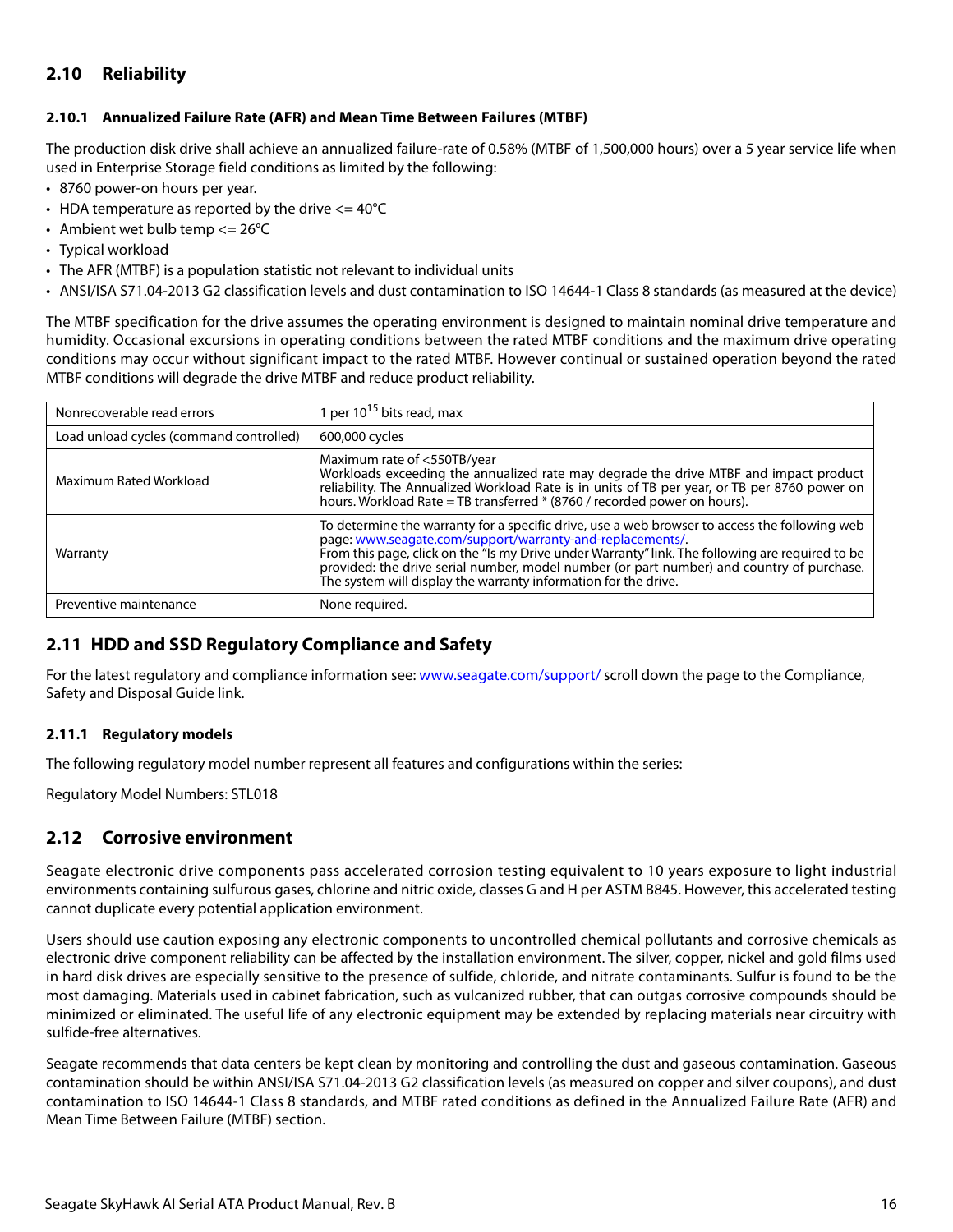## 2.10 Reliability

### 2.10.1 Annualized Failure Rate (AFR) and Mean Time Between Failures (MTBF)

The production disk drive shall achieve an annualized failure-rate of 0.58% (MTBF of 1,500,000 hours) over a 5 year service life when used in Enterprise Storage field conditions as limited by the following:

- 8760 power-on hours per year.
- HDA temperature as reported by the drive <= 40°C
- Ambient wet bulb temp <= 26°C
- Typical workload
- The AFR (MTBF) is a population statistic not relevant to individual units
- ANSI/ISA S71.04-2013 G2 classification levels and dust contamination to ISO 14644-1 Class 8 standards (as measured at the device)

The MTBF specification for the drive assumes the operating environment is designed to maintain nominal drive temperature and humidity. Occasional excursions in operating conditions between the rated MTBF conditions and the maximum drive operating conditions may occur without significant impact to the rated MTBF. However continual or sustained operation beyond the rated MTBF conditions will degrade the drive MTBF and reduce product reliability.

| | |
|---|---|
| Nonrecoverable read errors | 1 per $10^{15}$ bits read, max |
| Load unload cycles (command controlled) | 600,000 cycles |
| Maximum Rated Workload | Maximum rate of <550TB/year<br>Workloads exceeding the annualized rate may degrade the drive MTBF and impact product reliability. The Annualized Workload Rate is in units of TB per year, or TB per 8760 power on hours. Workload Rate = TB transferred * (8760 / recorded power on hours). |
| Warranty | To determine the warranty for a specific drive, use a web browser to access the following web page: www.seagate.com/support/warranty-and-replacements/.<br>From this page, click on the "Is my Drive under Warranty" link. The following are required to be provided: the drive serial number, model number (or part number) and country of purchase. The system will display the warranty information for the drive. |
| Preventive maintenance | None required. |

## 2.11 HDD and SSD Regulatory Compliance and Safety

For the latest regulatory and compliance information see: www.seagate.com/support/ scroll down the page to the Compliance, Safety and Disposal Guide link.

### 2.11.1 Regulatory models

The following regulatory model number represent all features and configurations within the series:

Regulatory Model Numbers: STL018

## 2.12 Corrosive environment

Seagate electronic drive components pass accelerated corrosion testing equivalent to 10 years exposure to light industrial environments containing sulfurous gases, chlorine and nitric oxide, classes G and H per ASTM B845. However, this accelerated testing cannot duplicate every potential application environment.

Users should use caution exposing any electronic components to uncontrolled chemical pollutants and corrosive chemicals as electronic drive component reliability can be affected by the installation environment. The silver, copper, nickel and gold films used in hard disk drives are especially sensitive to the presence of sulfide, chloride, and nitrate contaminants. Sulfur is found to be the most damaging. Materials used in cabinet fabrication, such as vulcanized rubber, that can outgas corrosive compounds should be minimized or eliminated. The useful life of any electronic equipment may be extended by replacing materials near circuitry with sulfide-free alternatives.

Seagate recommends that data centers be kept clean by monitoring and controlling the dust and gaseous contamination. Gaseous contamination should be within ANSI/ISA S71.04-2013 G2 classification levels (as measured on copper and silver coupons), and dust contamination to ISO 14644-1 Class 8 standards, and MTBF rated conditions as defined in the Annualized Failure Rate (AFR) and Mean Time Between Failure (MTBF) section.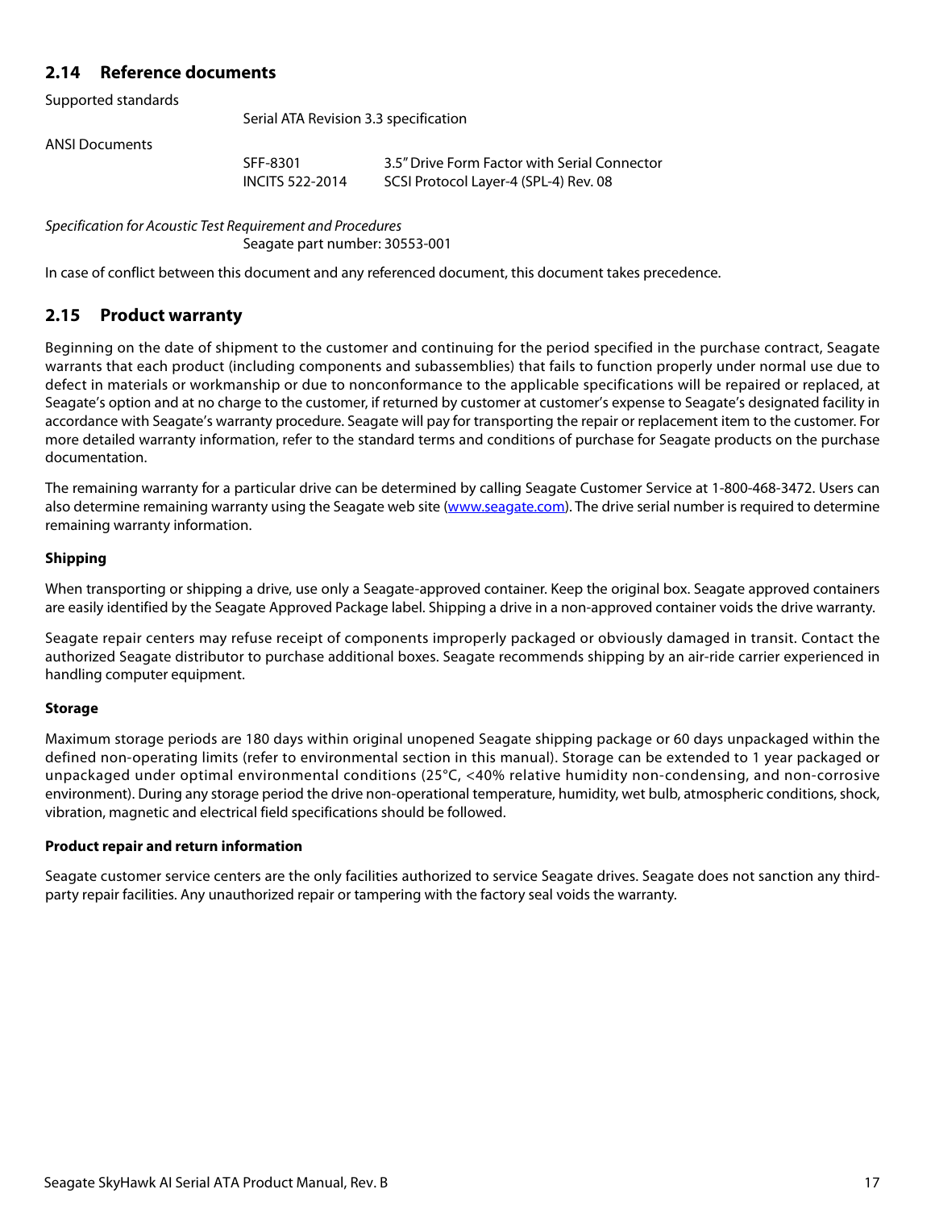## 2.14 Reference documents

| | | |
|---|---|---|
| Supported standards | | |
| | Serial ATA Revision 3.3 specification | |
| ANSI Documents | | |
| | SFF-8301 | 3.5" Drive Form Factor with Serial Connector |
| | INCITS 522-2014 | SCSI Protocol Layer-4 (SPL-4) Rev. 08 |

*Specification for Acoustic Test Requirement and Procedures*
Seagate part number: 30553-001

In case of conflict between this document and any referenced document, this document takes precedence.

## 2.15 Product warranty

Beginning on the date of shipment to the customer and continuing for the period specified in the purchase contract, Seagate warrants that each product (including components and subassemblies) that fails to function properly under normal use due to defect in materials or workmanship or due to nonconformance to the applicable specifications will be repaired or replaced, at Seagate's option and at no charge to the customer, if returned by customer at customer's expense to Seagate's designated facility in accordance with Seagate's warranty procedure. Seagate will pay for transporting the repair or replacement item to the customer. For more detailed warranty information, refer to the standard terms and conditions of purchase for Seagate products on the purchase documentation.

The remaining warranty for a particular drive can be determined by calling Seagate Customer Service at 1-800-468-3472. Users can also determine remaining warranty using the Seagate web site (www.seagate.com). The drive serial number is required to determine remaining warranty information.

**Shipping**

When transporting or shipping a drive, use only a Seagate-approved container. Keep the original box. Seagate approved containers are easily identified by the Seagate Approved Package label. Shipping a drive in a non-approved container voids the drive warranty.

Seagate repair centers may refuse receipt of components improperly packaged or obviously damaged in transit. Contact the authorized Seagate distributor to purchase additional boxes. Seagate recommends shipping by an air-ride carrier experienced in handling computer equipment.

**Storage**

Maximum storage periods are 180 days within original unopened Seagate shipping package or 60 days unpackaged within the defined non-operating limits (refer to environmental section in this manual). Storage can be extended to 1 year packaged or unpackaged under optimal environmental conditions (25°C, <40% relative humidity non-condensing, and non-corrosive environment). During any storage period the drive non-operational temperature, humidity, wet bulb, atmospheric conditions, shock, vibration, magnetic and electrical field specifications should be followed.

**Product repair and return information**

Seagate customer service centers are the only facilities authorized to service Seagate drives. Seagate does not sanction any third-party repair facilities. Any unauthorized repair or tampering with the factory seal voids the warranty.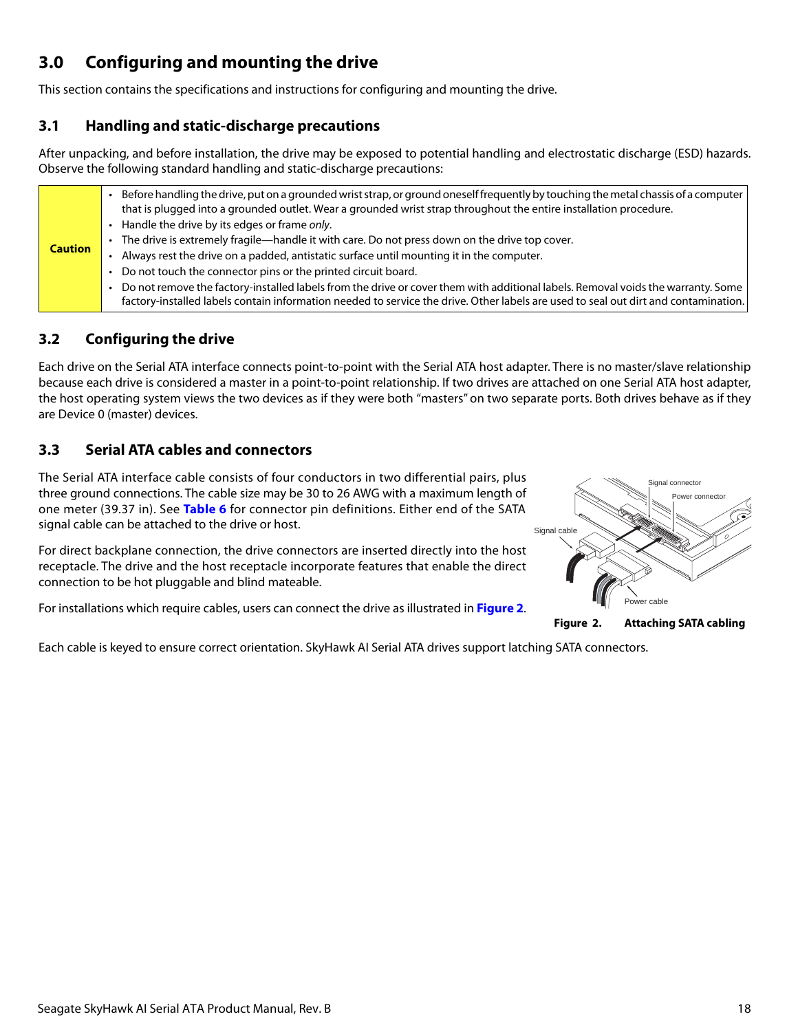## 3.0 Configuring and mounting the drive

This section contains the specifications and instructions for configuring and mounting the drive.

### 3.1 Handling and static-discharge precautions

After unpacking, and before installation, the drive may be exposed to potential handling and electrostatic discharge (ESD) hazards. Observe the following standard handling and static-discharge precautions:

| **Caution** | • Before handling the drive, put on a grounded wrist strap, or ground oneself frequently by touching the metal chassis of a computer that is plugged into a grounded outlet. Wear a grounded wrist strap throughout the entire installation procedure.<br>• Handle the drive by its edges or frame *only*.<br>• The drive is extremely fragile—handle it with care. Do not press down on the drive top cover.<br>• Always rest the drive on a padded, antistatic surface until mounting it in the computer.<br>• Do not touch the connector pins or the printed circuit board.<br>• Do not remove the factory-installed labels from the drive or cover them with additional labels. Removal voids the warranty. Some factory-installed labels contain information needed to service the drive. Other labels are used to seal out dirt and contamination. |
|---|---|

### 3.2 Configuring the drive

Each drive on the Serial ATA interface connects point-to-point with the Serial ATA host adapter. There is no master/slave relationship because each drive is considered a master in a point-to-point relationship. If two drives are attached on one Serial ATA host adapter, the host operating system views the two devices as if they were both "masters" on two separate ports. Both drives behave as if they are Device 0 (master) devices.

### 3.3 Serial ATA cables and connectors

The Serial ATA interface cable consists of four conductors in two differential pairs, plus three ground connections. The cable size may be 30 to 26 AWG with a maximum length of one meter (39.37 in). See **Table 6** for connector pin definitions. Either end of the SATA signal cable can be attached to the drive or host.

For direct backplane connection, the drive connectors are inserted directly into the host receptacle. The drive and the host receptacle incorporate features that enable the direct connection to be hot pluggable and blind mateable.

For installations which require cables, users can connect the drive as illustrated in **Figure 2**.

**Figure 2. Attaching SATA cabling**

Each cable is keyed to ensure correct orientation. SkyHawk AI Serial ATA drives support latching SATA connectors.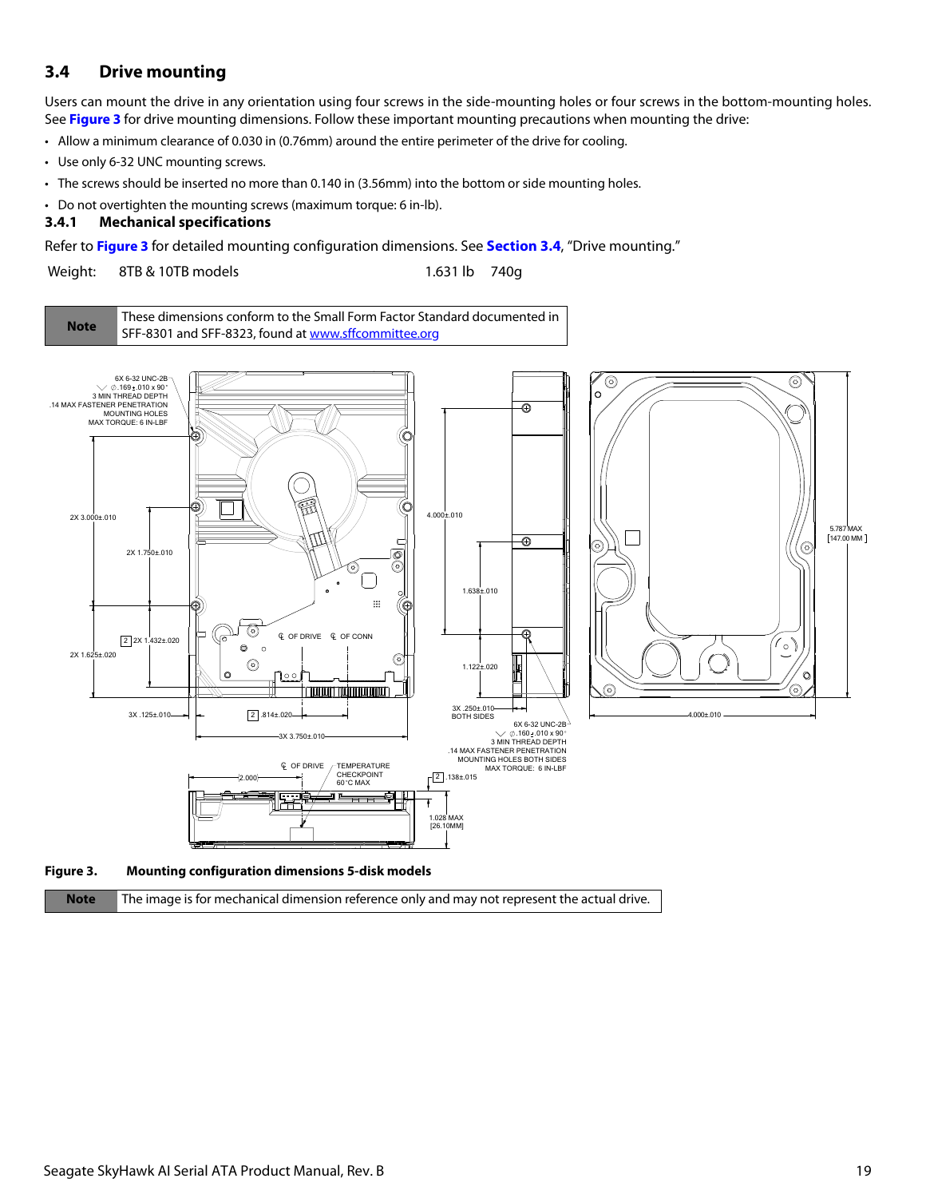## 3.4 Drive mounting

Users can mount the drive in any orientation using four screws in the side-mounting holes or four screws in the bottom-mounting holes. See **Figure 3** for drive mounting dimensions. Follow these important mounting precautions when mounting the drive:

- Allow a minimum clearance of 0.030 in (0.76mm) around the entire perimeter of the drive for cooling.
- Use only 6-32 UNC mounting screws.
- The screws should be inserted no more than 0.140 in (3.56mm) into the bottom or side mounting holes.
- Do not overtighten the mounting screws (maximum torque: 6 in-lb).

### 3.4.1 Mechanical specifications

Refer to **Figure 3** for detailed mounting configuration dimensions. See **Section 3.4**, "Drive mounting."

| Weight: | 8TB & 10TB models | 1.631 lb | 740g |
|---|---|---|---|

| Note | These dimensions conform to the Small Form Factor Standard documented in SFF-8301 and SFF-8323, found at www.sffcommittee.org |
|---|---|

**Figure 3. Mounting configuration dimensions 5-disk models**

| Note | The image is for mechanical dimension reference only and may not represent the actual drive. |
|---|---|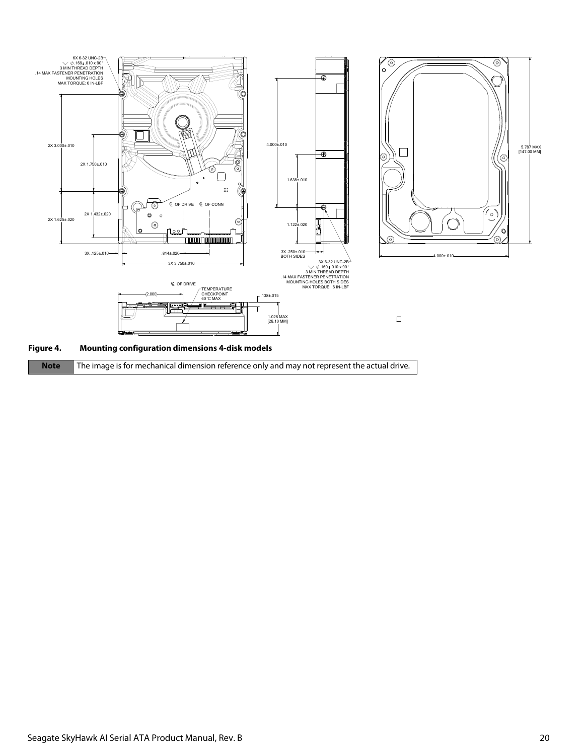**Figure 4. Mounting configuration dimensions 4-disk models**

| **Note** | The image is for mechanical dimension reference only and may not represent the actual drive. |
|---|---|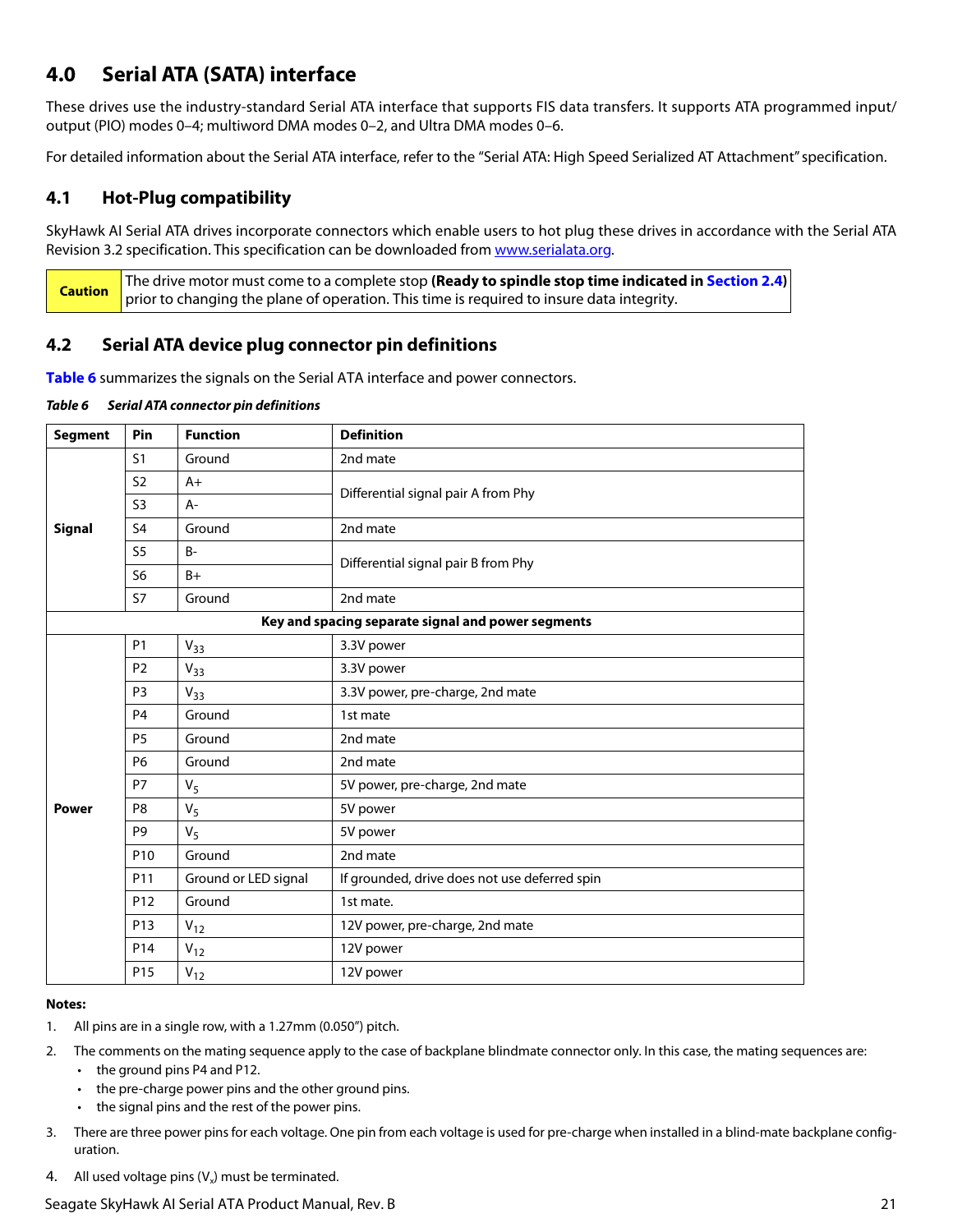## 4.0 Serial ATA (SATA) interface

These drives use the industry-standard Serial ATA interface that supports FIS data transfers. It supports ATA programmed input/output (PIO) modes 0–4; multiword DMA modes 0–2, and Ultra DMA modes 0–6.

For detailed information about the Serial ATA interface, refer to the "Serial ATA: High Speed Serialized AT Attachment" specification.

### 4.1 Hot-Plug compatibility

SkyHawk AI Serial ATA drives incorporate connectors which enable users to hot plug these drives in accordance with the Serial ATA Revision 3.2 specification. This specification can be downloaded from www.serialata.org.

| Caution | The drive motor must come to a complete stop **(Ready to spindle stop time indicated in Section 2.4)** prior to changing the plane of operation. This time is required to insure data integrity. |
|---|---|

### 4.2 Serial ATA device plug connector pin definitions

**Table 6** summarizes the signals on the Serial ATA interface and power connectors.

*Table 6 Serial ATA connector pin definitions*

| Segment | Pin | Function | Definition |
|---|---|---|---|
| **Signal** | S1 | Ground | 2nd mate |
| | S2 | A+ | Differential signal pair A from Phy |
| | S3 | A- | |
| | S4 | Ground | 2nd mate |
| | S5 | B- | Differential signal pair B from Phy |
| | S6 | B+ | |
| | S7 | Ground | 2nd mate |
| **Key and spacing separate signal and power segments** | | | |
| **Power** | P1 | $V_{33}$ | 3.3V power |
| | P2 | $V_{33}$ | 3.3V power |
| | P3 | $V_{33}$ | 3.3V power, pre-charge, 2nd mate |
| | P4 | Ground | 1st mate |
| | P5 | Ground | 2nd mate |
| | P6 | Ground | 2nd mate |
| | P7 | $V_5$ | 5V power, pre-charge, 2nd mate |
| | P8 | $V_5$ | 5V power |
| | P9 | $V_5$ | 5V power |
| | P10 | Ground | 2nd mate |
| | P11 | Ground or LED signal | If grounded, drive does not use deferred spin |
| | P12 | Ground | 1st mate. |
| | P13 | $V_{12}$ | 12V power, pre-charge, 2nd mate |
| | P14 | $V_{12}$ | 12V power |
| | P15 | $V_{12}$ | 12V power |

**Notes:**

1. All pins are in a single row, with a 1.27mm (0.050") pitch.
2. The comments on the mating sequence apply to the case of backplane blindmate connector only. In this case, the mating sequences are:
   - the ground pins P4 and P12.
   - the pre-charge power pins and the other ground pins.
   - the signal pins and the rest of the power pins.
3. There are three power pins for each voltage. One pin from each voltage is used for pre-charge when installed in a blind-mate backplane configuration.
4. All used voltage pins ($V_x$) must be terminated.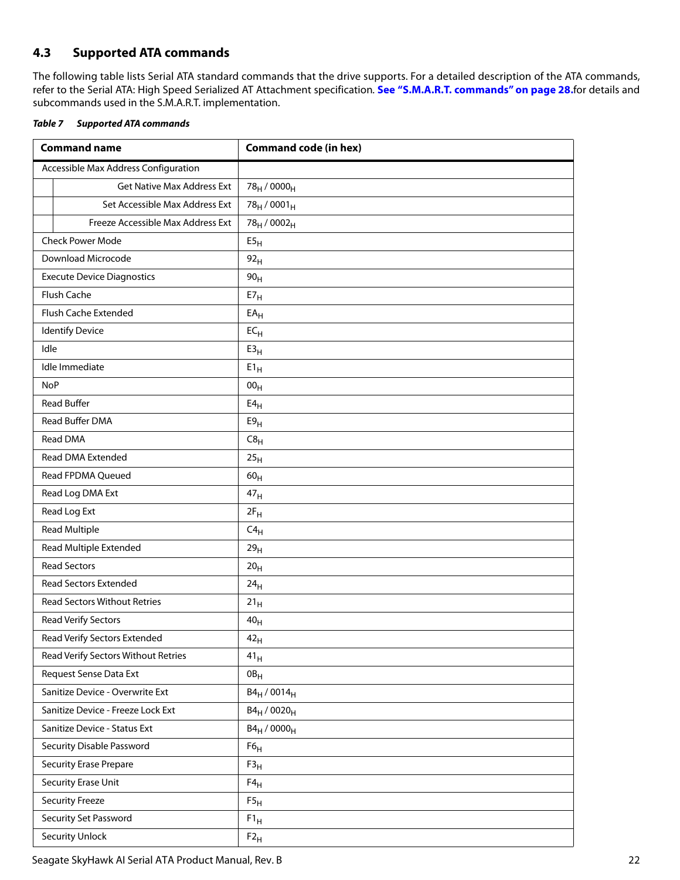## 4.3 Supported ATA commands

The following table lists Serial ATA standard commands that the drive supports. For a detailed description of the ATA commands, refer to the Serial ATA: High Speed Serialized AT Attachment specification. **See "S.M.A.R.T. commands" on page 28.** for details and subcommands used in the S.M.A.R.T. implementation.

***Table 7 Supported ATA commands***

| Command name | Command code (in hex) |
|---|---|
| Accessible Max Address Configuration | |
| Get Native Max Address Ext | $78_H$ / $0000_H$ |
| Set Accessible Max Address Ext | $78_H$ / $0001_H$ |
| Freeze Accessible Max Address Ext | $78_H$ / $0002_H$ |
| Check Power Mode | $E5_H$ |
| Download Microcode | $92_H$ |
| Execute Device Diagnostics | $90_H$ |
| Flush Cache | $E7_H$ |
| Flush Cache Extended | $EA_H$ |
| Identify Device | $EC_H$ |
| Idle | $E3_H$ |
| Idle Immediate | $E1_H$ |
| NoP | $00_H$ |
| Read Buffer | $E4_H$ |
| Read Buffer DMA | $E9_H$ |
| Read DMA | $C8_H$ |
| Read DMA Extended | $25_H$ |
| Read FPDMA Queued | $60_H$ |
| Read Log DMA Ext | $47_H$ |
| Read Log Ext | $2F_H$ |
| Read Multiple | $C4_H$ |
| Read Multiple Extended | $29_H$ |
| Read Sectors | $20_H$ |
| Read Sectors Extended | $24_H$ |
| Read Sectors Without Retries | $21_H$ |
| Read Verify Sectors | $40_H$ |
| Read Verify Sectors Extended | $42_H$ |
| Read Verify Sectors Without Retries | $41_H$ |
| Request Sense Data Ext | $0B_H$ |
| Sanitize Device - Overwrite Ext | $B4_H$ / $0014_H$ |
| Sanitize Device - Freeze Lock Ext | $B4_H$ / $0020_H$ |
| Sanitize Device - Status Ext | $B4_H$ / $0000_H$ |
| Security Disable Password | $F6_H$ |
| Security Erase Prepare | $F3_H$ |
| Security Erase Unit | $F4_H$ |
| Security Freeze | $F5_H$ |
| Security Set Password | $F1_H$ |
| Security Unlock | $F2_H$ |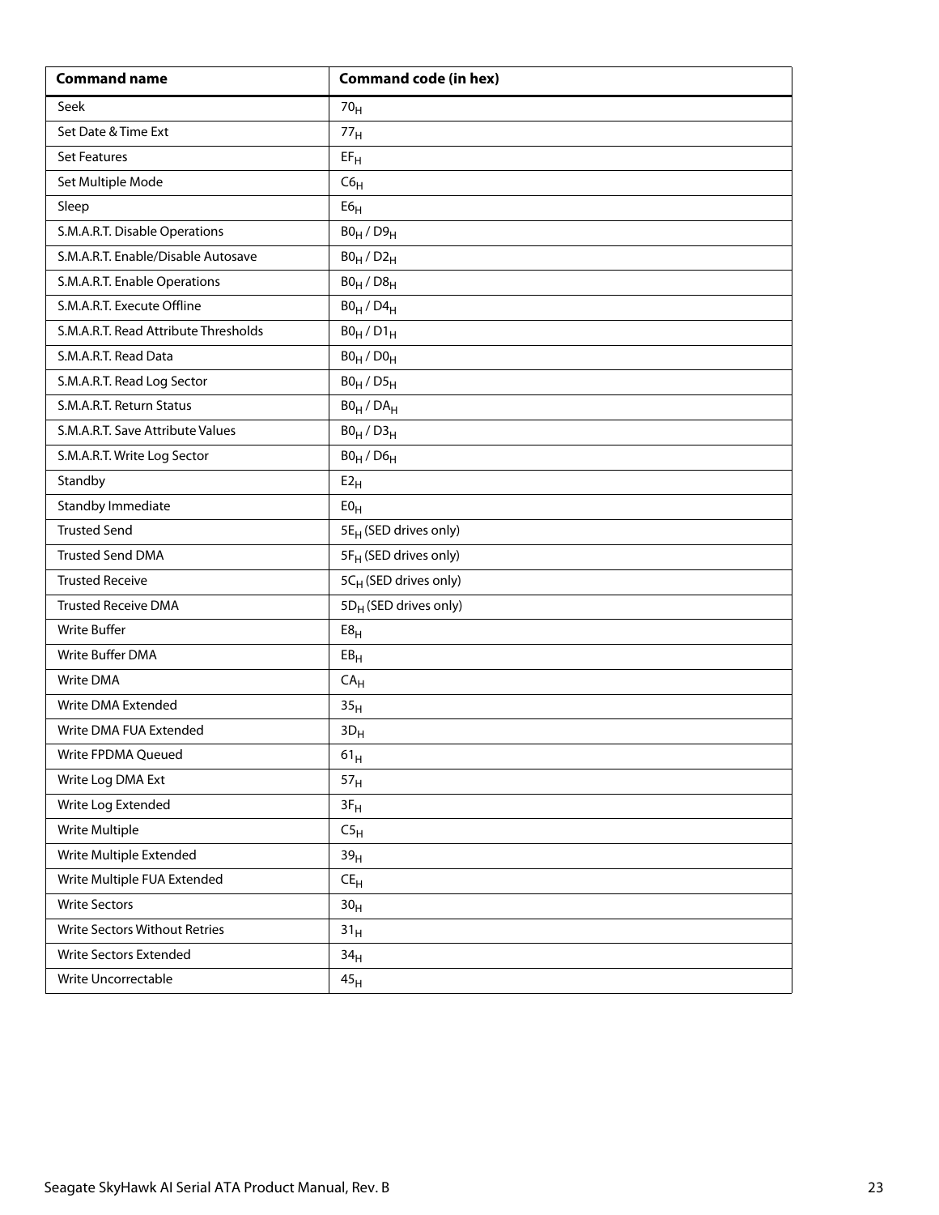| Command name | Command code (in hex) |
|---|---|
| Seek | $70_H$ |
| Set Date & Time Ext | $77_H$ |
| Set Features | $EF_H$ |
| Set Multiple Mode | $C6_H$ |
| Sleep | $E6_H$ |
| S.M.A.R.T. Disable Operations | $B0_H$ / $D9_H$ |
| S.M.A.R.T. Enable/Disable Autosave | $B0_H$ / $D2_H$ |
| S.M.A.R.T. Enable Operations | $B0_H$ / $D8_H$ |
| S.M.A.R.T. Execute Offline | $B0_H$ / $D4_H$ |
| S.M.A.R.T. Read Attribute Thresholds | $B0_H$ / $D1_H$ |
| S.M.A.R.T. Read Data | $B0_H$ / $D0_H$ |
| S.M.A.R.T. Read Log Sector | $B0_H$ / $D5_H$ |
| S.M.A.R.T. Return Status | $B0_H$ / $DA_H$ |
| S.M.A.R.T. Save Attribute Values | $B0_H$ / $D3_H$ |
| S.M.A.R.T. Write Log Sector | $B0_H$ / $D6_H$ |
| Standby | $E2_H$ |
| Standby Immediate | $E0_H$ |
| Trusted Send | $5E_H$ (SED drives only) |
| Trusted Send DMA | $5F_H$ (SED drives only) |
| Trusted Receive | $5C_H$ (SED drives only) |
| Trusted Receive DMA | $5D_H$ (SED drives only) |
| Write Buffer | $E8_H$ |
| Write Buffer DMA | $EB_H$ |
| Write DMA | $CA_H$ |
| Write DMA Extended | $35_H$ |
| Write DMA FUA Extended | $3D_H$ |
| Write FPDMA Queued | $61_H$ |
| Write Log DMA Ext | $57_H$ |
| Write Log Extended | $3F_H$ |
| Write Multiple | $C5_H$ |
| Write Multiple Extended | $39_H$ |
| Write Multiple FUA Extended | $CE_H$ |
| Write Sectors | $30_H$ |
| Write Sectors Without Retries | $31_H$ |
| Write Sectors Extended | $34_H$ |
| Write Uncorrectable | $45_H$ |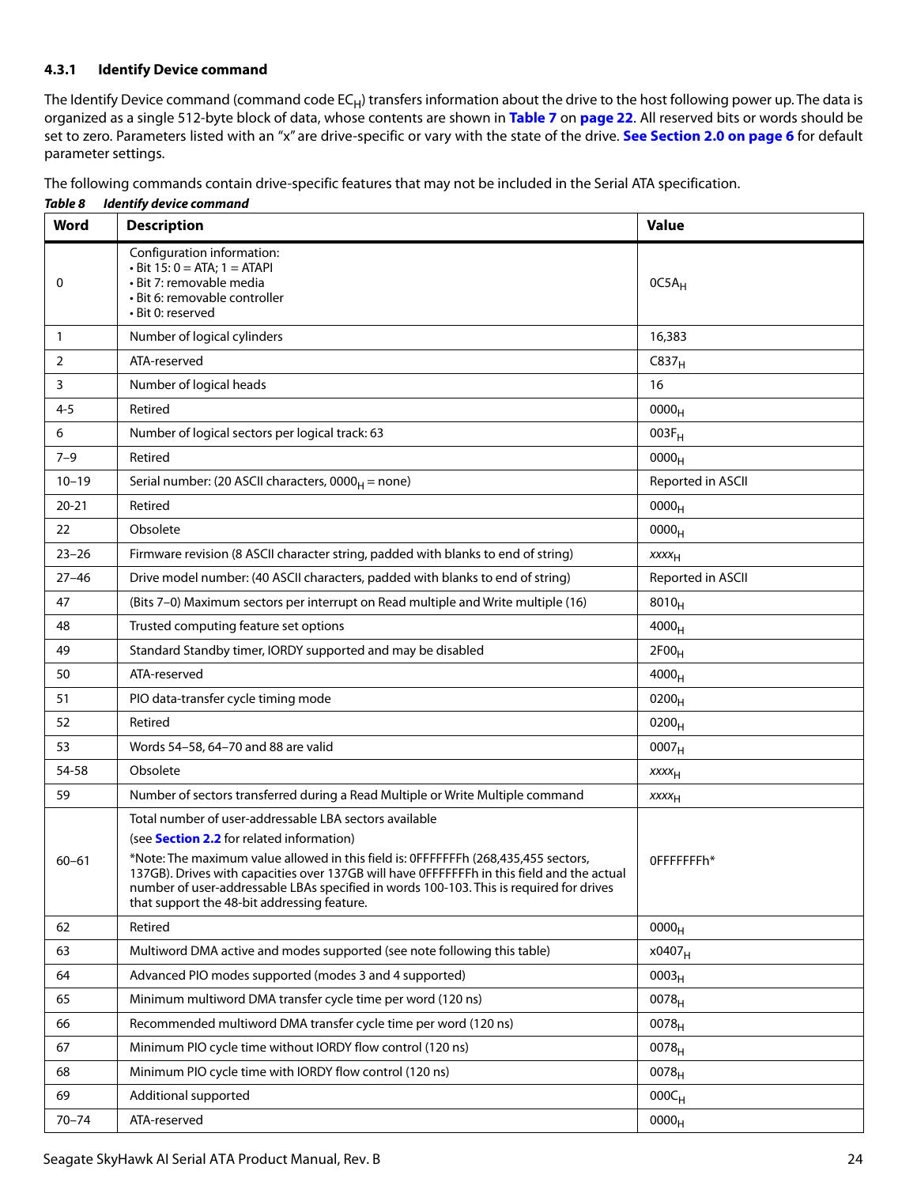### 4.3.1 Identify Device command

The Identify Device command (command code $EC_H$) transfers information about the drive to the host following power up. The data is organized as a single 512-byte block of data, whose contents are shown in **Table 7** on **page 22**. All reserved bits or words should be set to zero. Parameters listed with an "x" are drive-specific or vary with the state of the drive. **See Section 2.0 on page 6** for default parameter settings.

The following commands contain drive-specific features that may not be included in the Serial ATA specification.

***Table 8 Identify device command***

| Word | Description | Value |
|---|---|---|
| 0 | Configuration information:<br>• Bit 15: 0 = ATA; 1 = ATAPI<br>• Bit 7: removable media<br>• Bit 6: removable controller<br>• Bit 0: reserved | $0C5A_H$ |
| 1 | Number of logical cylinders | 16,383 |
| 2 | ATA-reserved | $C837_H$ |
| 3 | Number of logical heads | 16 |
| 4-5 | Retired | $0000_H$ |
| 6 | Number of logical sectors per logical track: 63 | $003F_H$ |
| 7–9 | Retired | $0000_H$ |
| 10–19 | Serial number: (20 ASCII characters, $0000_H$ = none) | Reported in ASCII |
| 20-21 | Retired | $0000_H$ |
| 22 | Obsolete | $0000_H$ |
| 23–26 | Firmware revision (8 ASCII character string, padded with blanks to end of string) | $xxxx_H$ |
| 27–46 | Drive model number: (40 ASCII characters, padded with blanks to end of string) | Reported in ASCII |
| 47 | (Bits 7–0) Maximum sectors per interrupt on Read multiple and Write multiple (16) | $8010_H$ |
| 48 | Trusted computing feature set options | $4000_H$ |
| 49 | Standard Standby timer, IORDY supported and may be disabled | $2F00_H$ |
| 50 | ATA-reserved | $4000_H$ |
| 51 | PIO data-transfer cycle timing mode | $0200_H$ |
| 52 | Retired | $0200_H$ |
| 53 | Words 54–58, 64–70 and 88 are valid | $0007_H$ |
| 54-58 | Obsolete | $xxxx_H$ |
| 59 | Number of sectors transferred during a Read Multiple or Write Multiple command | $xxxx_H$ |
| 60–61 | Total number of user-addressable LBA sectors available<br>(see **Section 2.2** for related information)<br>*Note: The maximum value allowed in this field is: 0FFFFFFFh (268,435,455 sectors, 137GB). Drives with capacities over 137GB will have 0FFFFFFFh in this field and the actual number of user-addressable LBAs specified in words 100-103. This is required for drives that support the 48-bit addressing feature. | 0FFFFFFFh* |
| 62 | Retired | $0000_H$ |
| 63 | Multiword DMA active and modes supported (see note following this table) | $x0407_H$ |
| 64 | Advanced PIO modes supported (modes 3 and 4 supported) | $0003_H$ |
| 65 | Minimum multiword DMA transfer cycle time per word (120 ns) | $0078_H$ |
| 66 | Recommended multiword DMA transfer cycle time per word (120 ns) | $0078_H$ |
| 67 | Minimum PIO cycle time without IORDY flow control (120 ns) | $0078_H$ |
| 68 | Minimum PIO cycle time with IORDY flow control (120 ns) | $0078_H$ |
| 69 | Additional supported | $000C_H$ |
| 70–74 | ATA-reserved | $0000_H$ |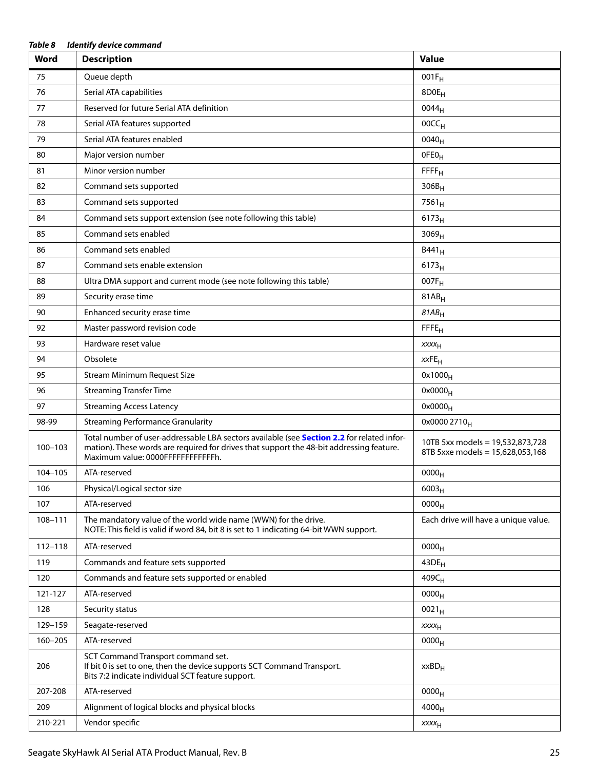*Table 8 Identify device command*

| Word | Description | Value |
|---|---|---|
| 75 | Queue depth | $001F_H$ |
| 76 | Serial ATA capabilities | $8D0E_H$ |
| 77 | Reserved for future Serial ATA definition | $0044_H$ |
| 78 | Serial ATA features supported | $00CC_H$ |
| 79 | Serial ATA features enabled | $0040_H$ |
| 80 | Major version number | $0FE0_H$ |
| 81 | Minor version number | $FFFF_H$ |
| 82 | Command sets supported | $306B_H$ |
| 83 | Command sets supported | $7561_H$ |
| 84 | Command sets support extension (see note following this table) | $6173_H$ |
| 85 | Command sets enabled | $3069_H$ |
| 86 | Command sets enabled | $B441_H$ |
| 87 | Command sets enable extension | $6173_H$ |
| 88 | Ultra DMA support and current mode (see note following this table) | $007F_H$ |
| 89 | Security erase time | $81AB_H$ |
| 90 | Enhanced security erase time | *81AB*$_H$ |
| 92 | Master password revision code | $FFFE_H$ |
| 93 | Hardware reset value | *xxxx*$_H$ |
| 94 | Obsolete | *xx*$FE_H$ |
| 95 | Stream Minimum Request Size | $0x1000_H$ |
| 96 | Streaming Transfer Time | $0x0000_H$ |
| 97 | Streaming Access Latency | $0x0000_H$ |
| 98-99 | Streaming Performance Granularity | $0x0000\ 2710_H$ |
| 100–103 | Total number of user-addressable LBA sectors available (see **Section 2.2** for related information). These words are required for drives that support the 48-bit addressing feature. Maximum value: 0000FFFFFFFFFFFFh. | 10TB 5xx models = 19,532,873,728<br>8TB 5xxe models = 15,628,053,168 |
| 104–105 | ATA-reserved | $0000_H$ |
| 106 | Physical/Logical sector size | $6003_H$ |
| 107 | ATA-reserved | $0000_H$ |
| 108–111 | The mandatory value of the world wide name (WWN) for the drive.<br>NOTE: This field is valid if word 84, bit 8 is set to 1 indicating 64-bit WWN support. | Each drive will have a unique value. |
| 112–118 | ATA-reserved | $0000_H$ |
| 119 | Commands and feature sets supported | $43DE_H$ |
| 120 | Commands and feature sets supported or enabled | $409C_H$ |
| 121-127 | ATA-reserved | $0000_H$ |
| 128 | Security status | $0021_H$ |
| 129–159 | Seagate-reserved | *xxxx*$_H$ |
| 160–205 | ATA-reserved | $0000_H$ |
| 206 | SCT Command Transport command set.<br>If bit 0 is set to one, then the device supports SCT Command Transport.<br>Bits 7:2 indicate individual SCT feature support. | $xxBD_H$ |
| 207-208 | ATA-reserved | $0000_H$ |
| 209 | Alignment of logical blocks and physical blocks | $4000_H$ |
| 210-221 | Vendor specific | *xxxx*$_H$ |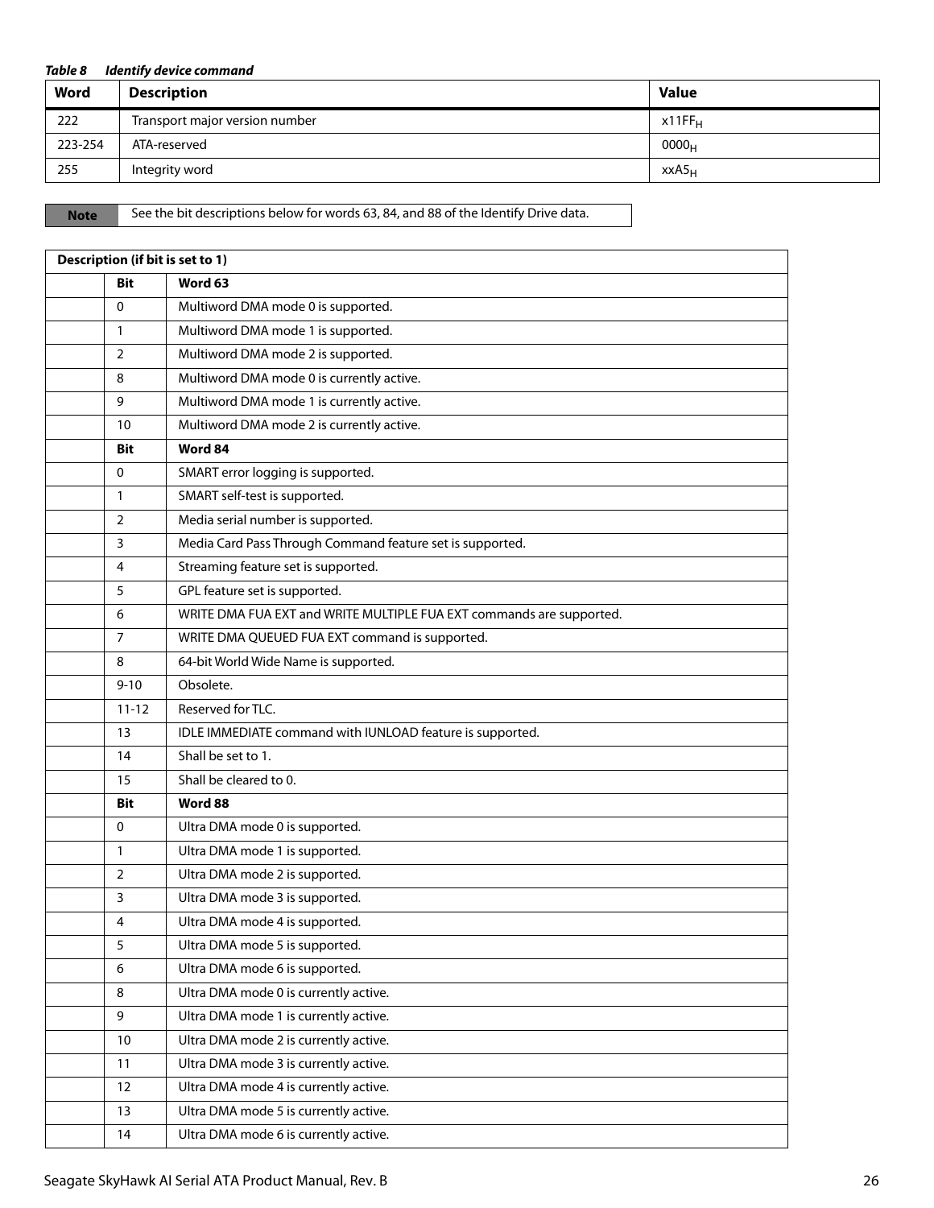*Table 8 Identify device command*

| Word | Description | Value |
|---|---|---|
| 222 | Transport major version number | $x11FF_H$ |
| 223-254 | ATA-reserved | $0000_H$ |
| 255 | Integrity word | $xxA5_H$ |

| Note | See the bit descriptions below for words 63, 84, and 88 of the Identify Drive data. |
|---|---|

| Description (if bit is set to 1) | | |
|---|---|---|
| | **Bit** | **Word 63** |
| | 0 | Multiword DMA mode 0 is supported. |
| | 1 | Multiword DMA mode 1 is supported. |
| | 2 | Multiword DMA mode 2 is supported. |
| | 8 | Multiword DMA mode 0 is currently active. |
| | 9 | Multiword DMA mode 1 is currently active. |
| | 10 | Multiword DMA mode 2 is currently active. |
| | **Bit** | **Word 84** |
| | 0 | SMART error logging is supported. |
| | 1 | SMART self-test is supported. |
| | 2 | Media serial number is supported. |
| | 3 | Media Card Pass Through Command feature set is supported. |
| | 4 | Streaming feature set is supported. |
| | 5 | GPL feature set is supported. |
| | 6 | WRITE DMA FUA EXT and WRITE MULTIPLE FUA EXT commands are supported. |
| | 7 | WRITE DMA QUEUED FUA EXT command is supported. |
| | 8 | 64-bit World Wide Name is supported. |
| | 9-10 | Obsolete. |
| | 11-12 | Reserved for TLC. |
| | 13 | IDLE IMMEDIATE command with IUNLOAD feature is supported. |
| | 14 | Shall be set to 1. |
| | 15 | Shall be cleared to 0. |
| | **Bit** | **Word 88** |
| | 0 | Ultra DMA mode 0 is supported. |
| | 1 | Ultra DMA mode 1 is supported. |
| | 2 | Ultra DMA mode 2 is supported. |
| | 3 | Ultra DMA mode 3 is supported. |
| | 4 | Ultra DMA mode 4 is supported. |
| | 5 | Ultra DMA mode 5 is supported. |
| | 6 | Ultra DMA mode 6 is supported. |
| | 8 | Ultra DMA mode 0 is currently active. |
| | 9 | Ultra DMA mode 1 is currently active. |
| | 10 | Ultra DMA mode 2 is currently active. |
| | 11 | Ultra DMA mode 3 is currently active. |
| | 12 | Ultra DMA mode 4 is currently active. |
| | 13 | Ultra DMA mode 5 is currently active. |
| | 14 | Ultra DMA mode 6 is currently active. |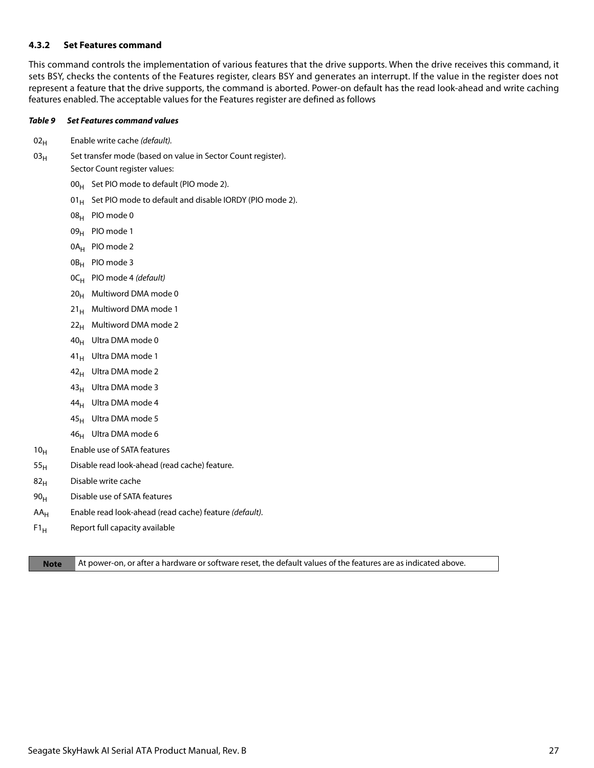### 4.3.2 Set Features command

This command controls the implementation of various features that the drive supports. When the drive receives this command, it sets BSY, checks the contents of the Features register, clears BSY and generates an interrupt. If the value in the register does not represent a feature that the drive supports, the command is aborted. Power-on default has the read look-ahead and write caching features enabled. The acceptable values for the Features register are defined as follows

***Table 9 Set Features command values***

- $02_H$ Enable write cache *(default).*
- $03_H$ Set transfer mode (based on value in Sector Count register).
  Sector Count register values:
  - $00_H$ Set PIO mode to default (PIO mode 2).
  - $01_H$ Set PIO mode to default and disable IORDY (PIO mode 2).
  - $08_H$ PIO mode 0
  - $09_H$ PIO mode 1
  - $0A_H$ PIO mode 2
  - $0B_H$ PIO mode 3
  - $0C_H$ PIO mode 4 *(default)*
  - $20_H$ Multiword DMA mode 0
  - $21_H$ Multiword DMA mode 1
  - $22_H$ Multiword DMA mode 2
  - $40_H$ Ultra DMA mode 0
  - $41_H$ Ultra DMA mode 1
  - $42_H$ Ultra DMA mode 2
  - $43_H$ Ultra DMA mode 3
  - $44_H$ Ultra DMA mode 4
  - $45_H$ Ultra DMA mode 5
  - $46_H$ Ultra DMA mode 6
- $10_H$ Enable use of SATA features
- $55_H$ Disable read look-ahead (read cache) feature.
- $82_H$ Disable write cache
- $90_H$ Disable use of SATA features
- $AA_H$ Enable read look-ahead (read cache) feature *(default).*
- $F1_H$ Report full capacity available

| **Note** | At power-on, or after a hardware or software reset, the default values of the features are as indicated above. |
| --- | --- |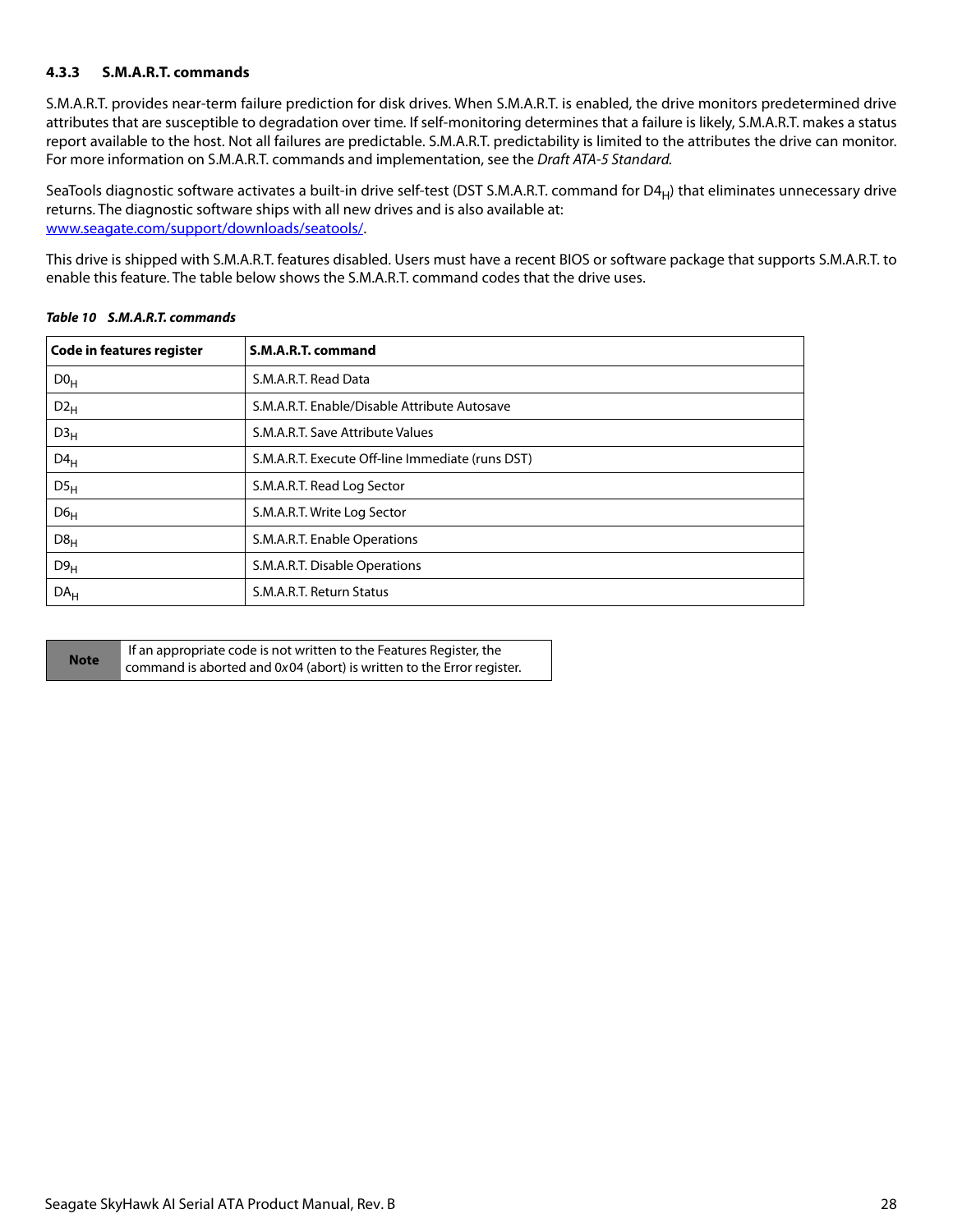### 4.3.3 S.M.A.R.T. commands

S.M.A.R.T. provides near-term failure prediction for disk drives. When S.M.A.R.T. is enabled, the drive monitors predetermined drive attributes that are susceptible to degradation over time. If self-monitoring determines that a failure is likely, S.M.A.R.T. makes a status report available to the host. Not all failures are predictable. S.M.A.R.T. predictability is limited to the attributes the drive can monitor. For more information on S.M.A.R.T. commands and implementation, see the *Draft ATA-5 Standard.*

SeaTools diagnostic software activates a built-in drive self-test (DST S.M.A.R.T. command for $D4_H$) that eliminates unnecessary drive returns. The diagnostic software ships with all new drives and is also available at: [www.seagate.com/support/downloads/seatools/](www.seagate.com/support/downloads/seatools/).

This drive is shipped with S.M.A.R.T. features disabled. Users must have a recent BIOS or software package that supports S.M.A.R.T. to enable this feature. The table below shows the S.M.A.R.T. command codes that the drive uses.

***Table 10 S.M.A.R.T. commands***

| Code in features register | S.M.A.R.T. command |
|---|---|
| $D0_H$ | S.M.A.R.T. Read Data |
| $D2_H$ | S.M.A.R.T. Enable/Disable Attribute Autosave |
| $D3_H$ | S.M.A.R.T. Save Attribute Values |
| $D4_H$ | S.M.A.R.T. Execute Off-line Immediate (runs DST) |
| $D5_H$ | S.M.A.R.T. Read Log Sector |
| $D6_H$ | S.M.A.R.T. Write Log Sector |
| $D8_H$ | S.M.A.R.T. Enable Operations |
| $D9_H$ | S.M.A.R.T. Disable Operations |
| $DA_H$ | S.M.A.R.T. Return Status |

| Note | If an appropriate code is not written to the Features Register, the command is aborted and 0x04 (abort) is written to the Error register. |
|---|---|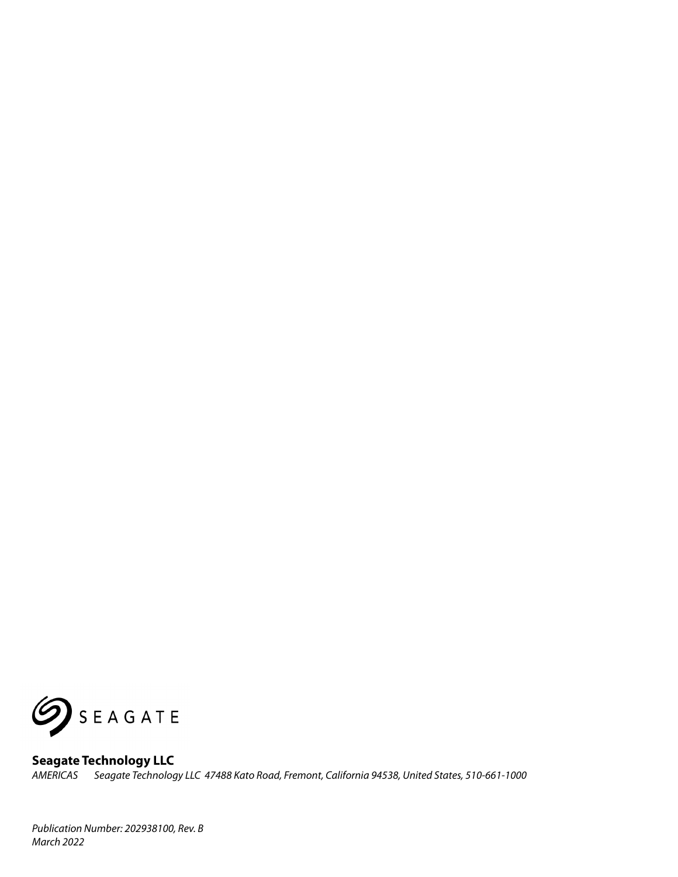SEAGATE

**Seagate Technology LLC**

*AMERICAS Seagate Technology LLC 47488 Kato Road, Fremont, California 94538, United States, 510-661-1000*

*Publication Number: 202938100, Rev. B*
*March 2022*